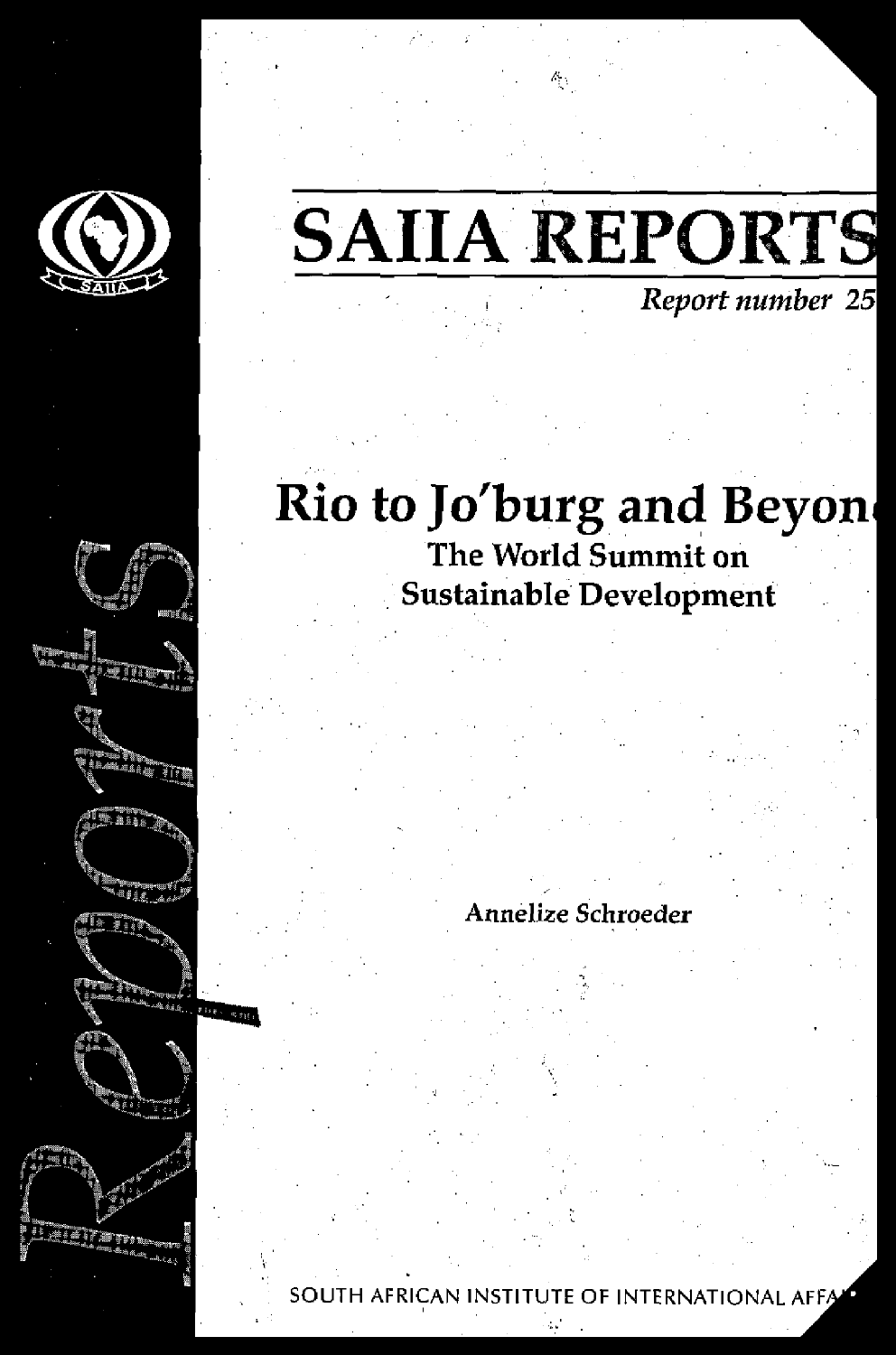# SAIIA REPORTS

*Report number 25*

## Rio to Jo'burg and Beyond

### The World Summit on Sustainable Development

Annelize Schroeder

SOUTH AFRICAN INSTITUTE OF INTERNATIONAL AFFAIRS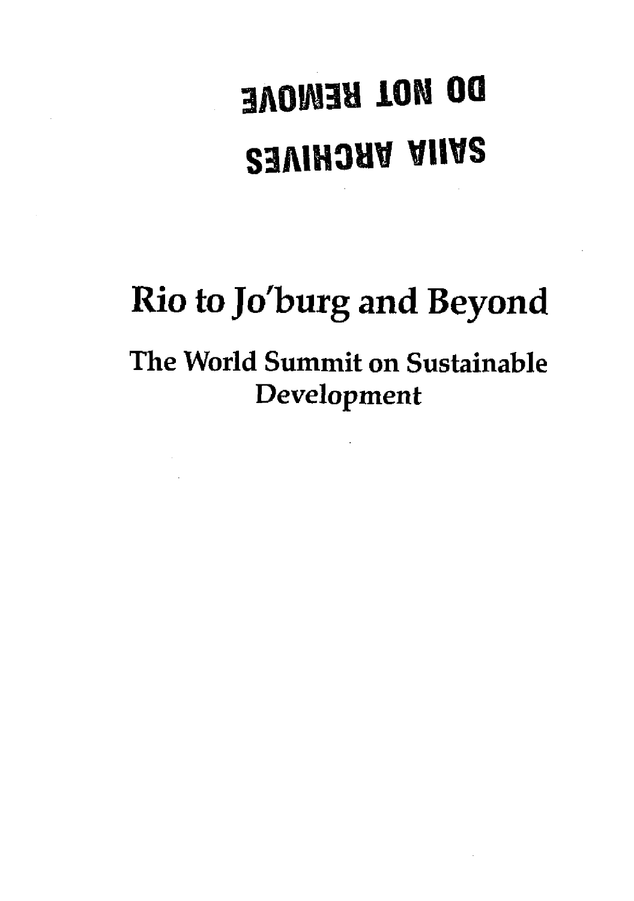DO NOT REMOVE

SAIIA ARCHIVES

# Rio to Jo'burg and Beyond

## The World Summit on Sustainable Development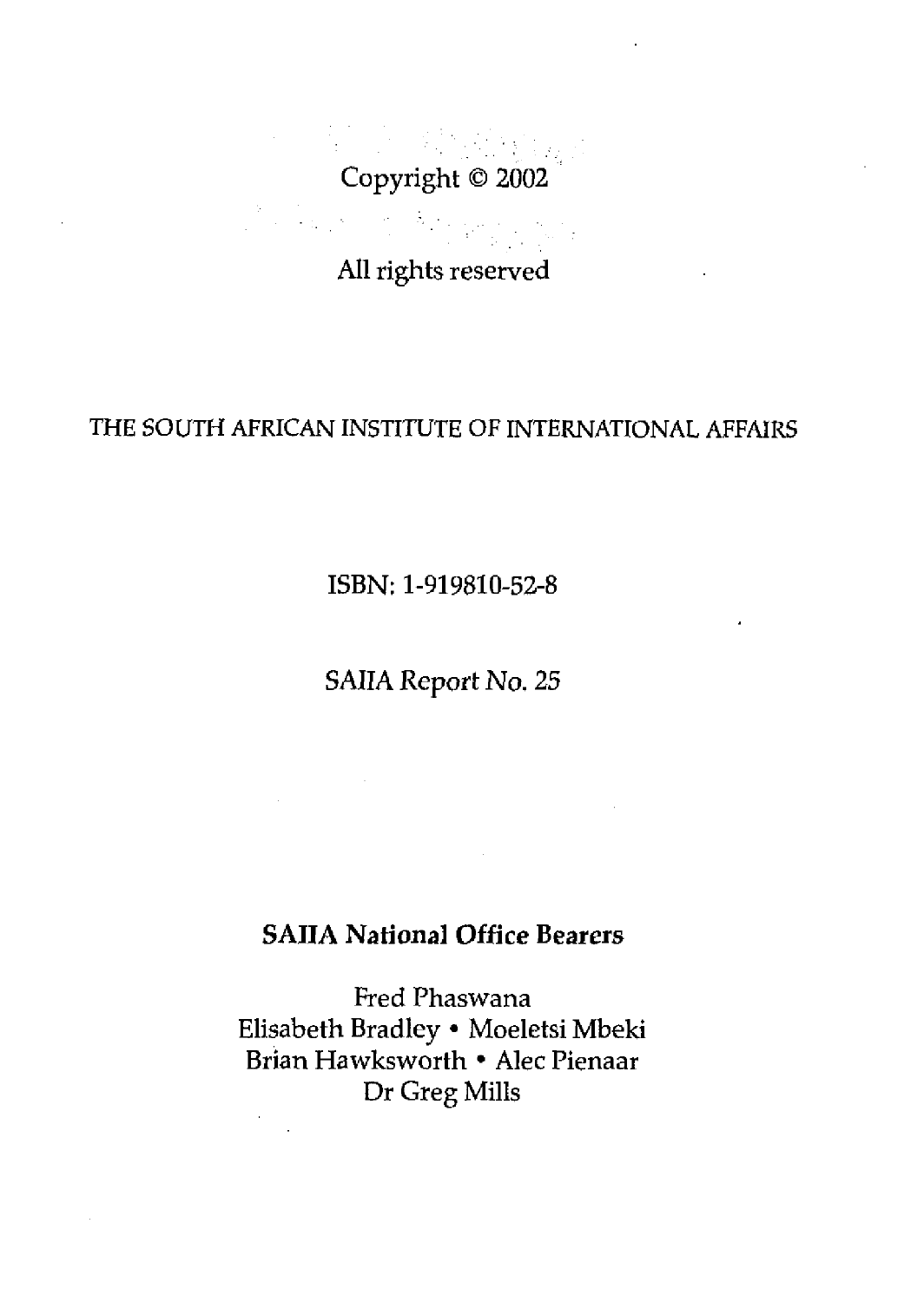Copyright © 2002

All rights reserved

THE SOUTH AFRICAN INSTITUTE OF INTERNATIONAL AFFAIRS

ISBN: 1-919810-52-8

SAIIA Report No. 25

**SAIIA National Office Bearers**

Fred Phaswana
Elisabeth Bradley • Moeletsi Mbeki
Brian Hawksworth • Alec Pienaar
Dr Greg Mills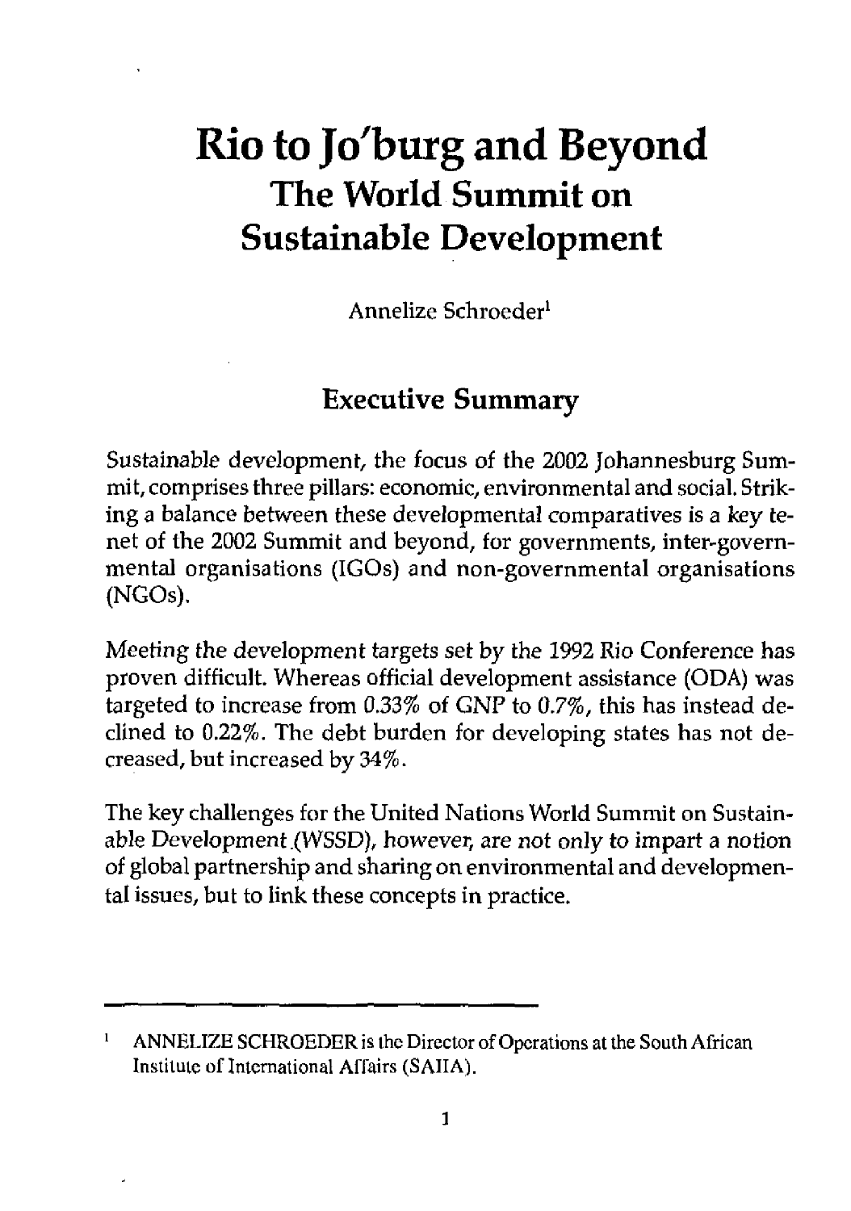# Rio to Jo'burg and Beyond

## The World Summit on Sustainable Development

Annelize Schroeder[1]

### Executive Summary

Sustainable development, the focus of the 2002 Johannesburg Summit, comprises three pillars: economic, environmental and social. Striking a balance between these developmental comparatives is a key tenet of the 2002 Summit and beyond, for governments, inter-governmental organisations (IGOs) and non-governmental organisations (NGOs).

Meeting the development targets set by the 1992 Rio Conference has proven difficult. Whereas official development assistance (ODA) was targeted to increase from 0.33% of GNP to 0.7%, this has instead declined to 0.22%. The debt burden for developing states has not decreased, but increased by 34%.

The key challenges for the United Nations World Summit on Sustainable Development (WSSD), however, are not only to impart a notion of global partnership and sharing on environmental and developmental issues, but to link these concepts in practice.

---

[1] ANNELIZE SCHROEDER is the Director of Operations at the South African Institute of International Affairs (SAIIA).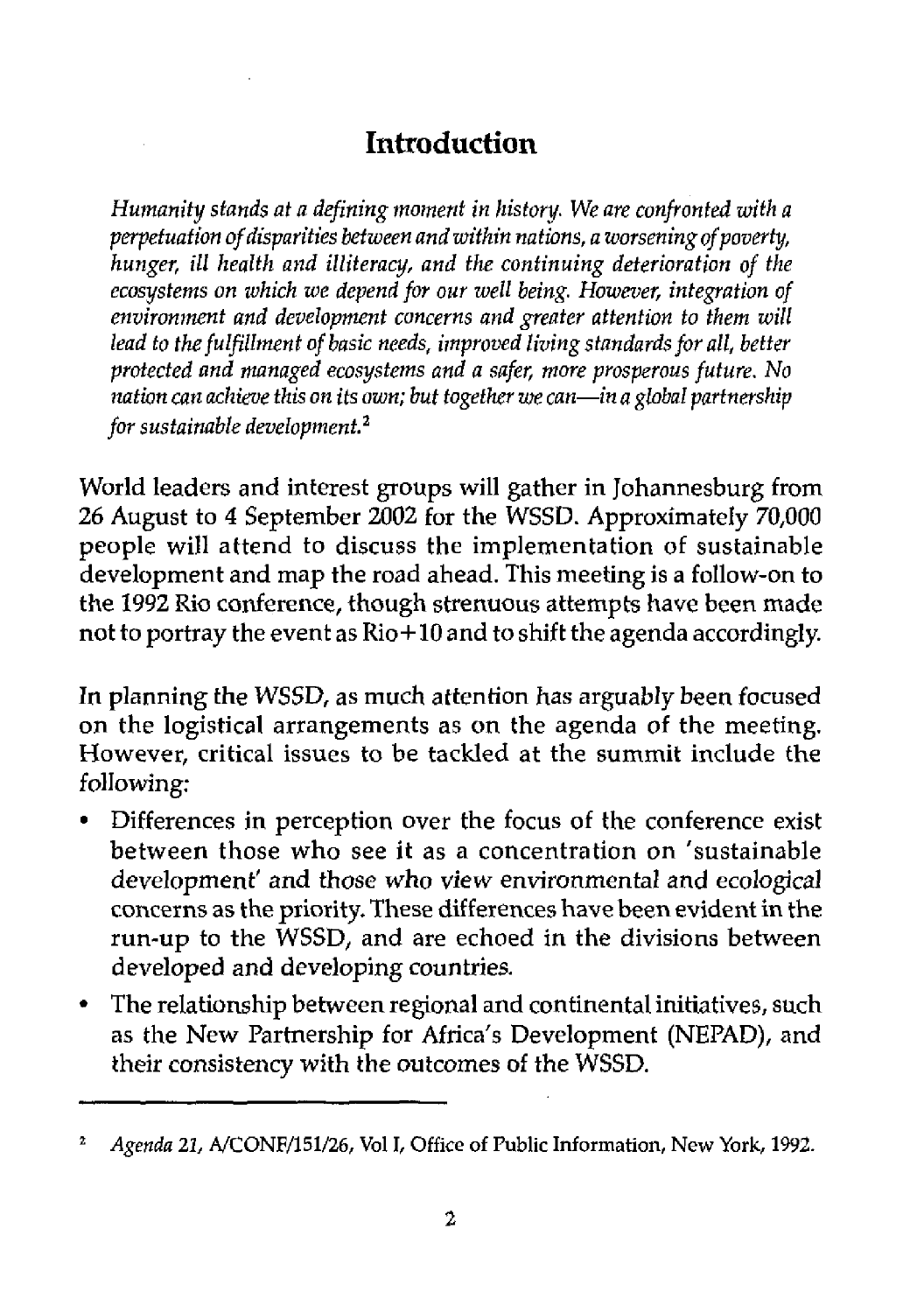# Introduction

*Humanity stands at a defining moment in history. We are confronted with a perpetuation of disparities between and within nations, a worsening of poverty, hunger, ill health and illiteracy, and the continuing deterioration of the ecosystems on which we depend for our well being. However, integration of environment and development concerns and greater attention to them will lead to the fulfillment of basic needs, improved living standards for all, better protected and managed ecosystems and a safer, more prosperous future. No nation can achieve this on its own; but together we can—in a global partnership for sustainable development.*[2]

World leaders and interest groups will gather in Johannesburg from 26 August to 4 September 2002 for the WSSD. Approximately 70,000 people will attend to discuss the implementation of sustainable development and map the road ahead. This meeting is a follow-on to the 1992 Rio conference, though strenuous attempts have been made not to portray the event as Rio+10 and to shift the agenda accordingly.

In planning the WSSD, as much attention has arguably been focused on the logistical arrangements as on the agenda of the meeting. However, critical issues to be tackled at the summit include the following:

- Differences in perception over the focus of the conference exist between those who see it as a concentration on 'sustainable development' and those who view environmental and ecological concerns as the priority. These differences have been evident in the run-up to the WSSD, and are echoed in the divisions between developed and developing countries.
- The relationship between regional and continental initiatives, such as the New Partnership for Africa's Development (NEPAD), and their consistency with the outcomes of the WSSD.

---

[2] *Agenda 21*, A/CONF/151/26, Vol I, Office of Public Information, New York, 1992.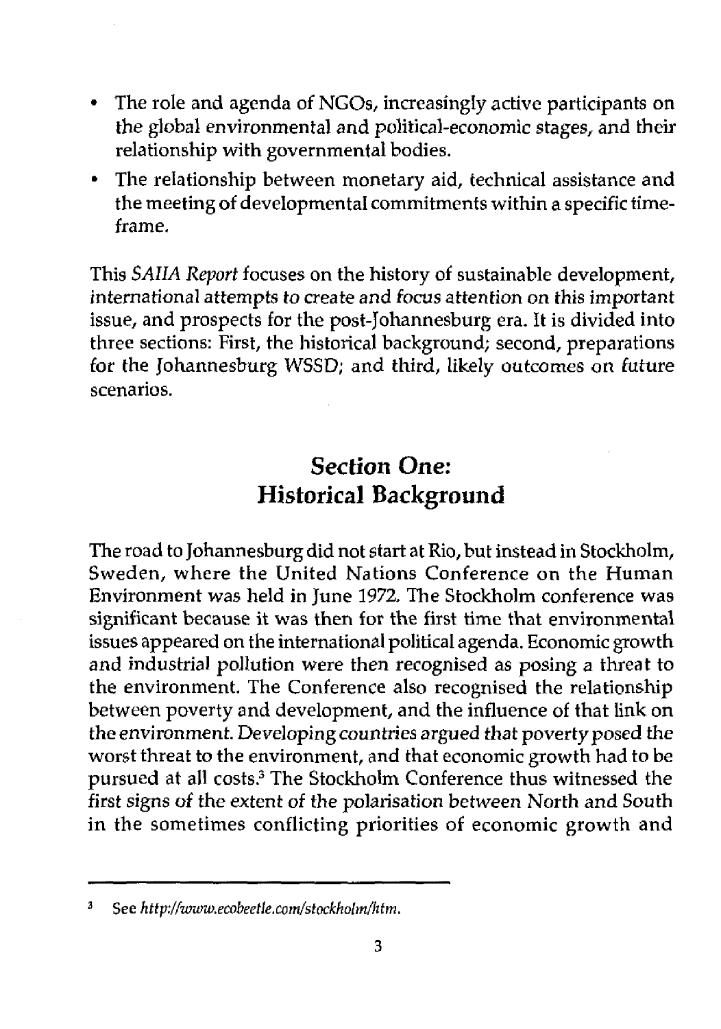- The role and agenda of NGOs, increasingly active participants on the global environmental and political-economic stages, and their relationship with governmental bodies.
- The relationship between monetary aid, technical assistance and the meeting of developmental commitments within a specific time-frame.

This *SAIIA Report* focuses on the history of sustainable development, international attempts to create and focus attention on this important issue, and prospects for the post-Johannesburg era. It is divided into three sections: First, the historical background; second, preparations for the Johannesburg WSSD; and third, likely outcomes on future scenarios.

## Section One: Historical Background

The road to Johannesburg did not start at Rio, but instead in Stockholm, Sweden, where the United Nations Conference on the Human Environment was held in June 1972. The Stockholm conference was significant because it was then for the first time that environmental issues appeared on the international political agenda. Economic growth and industrial pollution were then recognised as posing a threat to the environment. The Conference also recognised the relationship between poverty and development, and the influence of that link on the environment. Developing countries argued that poverty posed the worst threat to the environment, and that economic growth had to be pursued at all costs.[3] The Stockholm Conference thus witnessed the first signs of the extent of the polarisation between North and South in the sometimes conflicting priorities of economic growth and

---

[3] See *http://www.ecobeetle.com/stockholm/htm.*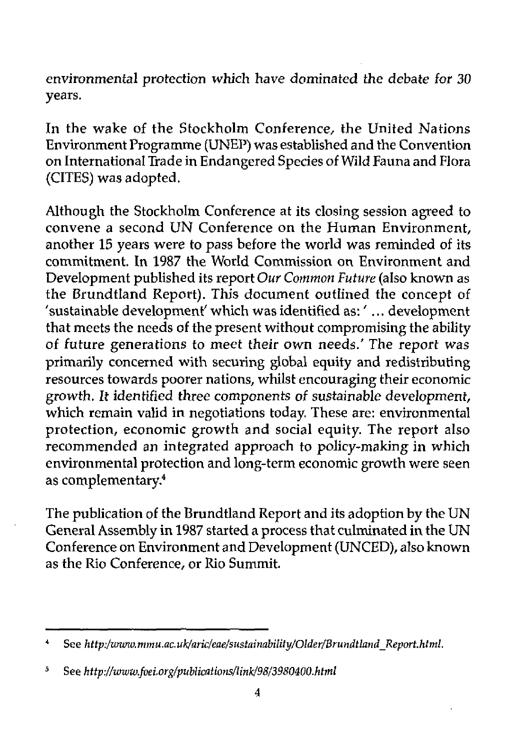environmental protection which have dominated the debate for 30 years.

In the wake of the Stockholm Conference, the United Nations Environment Programme (UNEP) was established and the Convention on International Trade in Endangered Species of Wild Fauna and Flora (CITES) was adopted.

Although the Stockholm Conference at its closing session agreed to convene a second UN Conference on the Human Environment, another 15 years were to pass before the world was reminded of its commitment. In 1987 the World Commission on Environment and Development published its report *Our Common Future* (also known as the Brundtland Report). This document outlined the concept of 'sustainable development' which was identified as: ' ... development that meets the needs of the present without compromising the ability of future generations to meet their own needs.' The report was primarily concerned with securing global equity and redistributing resources towards poorer nations, whilst encouraging their economic growth. *It identified three components of sustainable development,* which remain valid in negotiations today. These are: environmental protection, economic growth and social equity. The report also recommended an integrated approach to policy-making in which environmental protection and long-term economic growth were seen as complementary.[4]

The publication of the Brundtland Report and its adoption by the UN General Assembly in 1987 started a process that culminated in the UN Conference on Environment and Development (UNCED), also known as the Rio Conference, or Rio Summit.

---

[4] See *http:/www.mmu.ac.uk/aric/eae/sustainability/Older/Brundtland_Report.html.*

[5] See *http://www.foei.org/publications/link/98/3980400.html*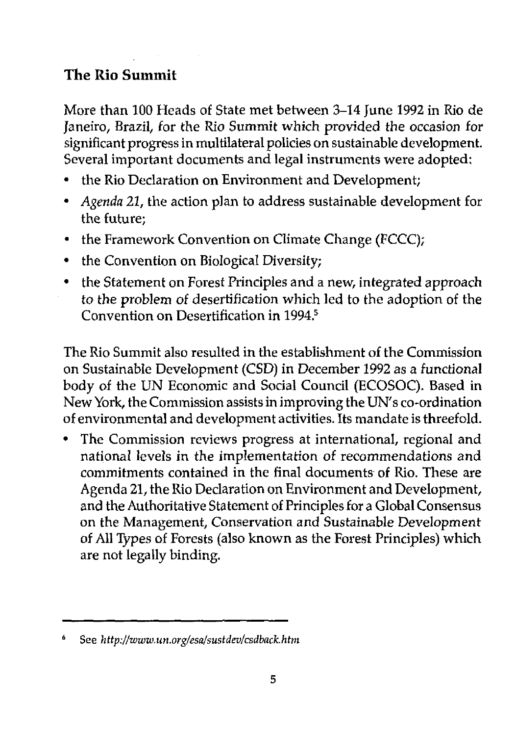## The Rio Summit

More than 100 Heads of State met between 3–14 June 1992 in Rio de Janeiro, Brazil, for the Rio Summit which provided the occasion for significant progress in multilateral policies on sustainable development. Several important documents and legal instruments were adopted:

- the Rio Declaration on Environment and Development;
- *Agenda 21*, the action plan to address sustainable development for the future;
- the Framework Convention on Climate Change (FCCC);
- the Convention on Biological Diversity;
- the Statement on Forest Principles and a new, integrated approach to the problem of desertification which led to the adoption of the Convention on Desertification in 1994.[5]

The Rio Summit also resulted in the establishment of the Commission on Sustainable Development (CSD) in December 1992 as a functional body of the UN Economic and Social Council (ECOSOC). Based in New York, the Commission assists in improving the UN's co-ordination of environmental and development activities. Its mandate is threefold.

- The Commission reviews progress at international, regional and national levels in the implementation of recommendations and commitments contained in the final documents of Rio. These are Agenda 21, the Rio Declaration on Environment and Development, and the Authoritative Statement of Principles for a Global Consensus on the Management, Conservation and Sustainable Development of All Types of Forests (also known as the Forest Principles) which are not legally binding.

---

6 See *http://www.un.org/esa/sustdev/csdback.htm*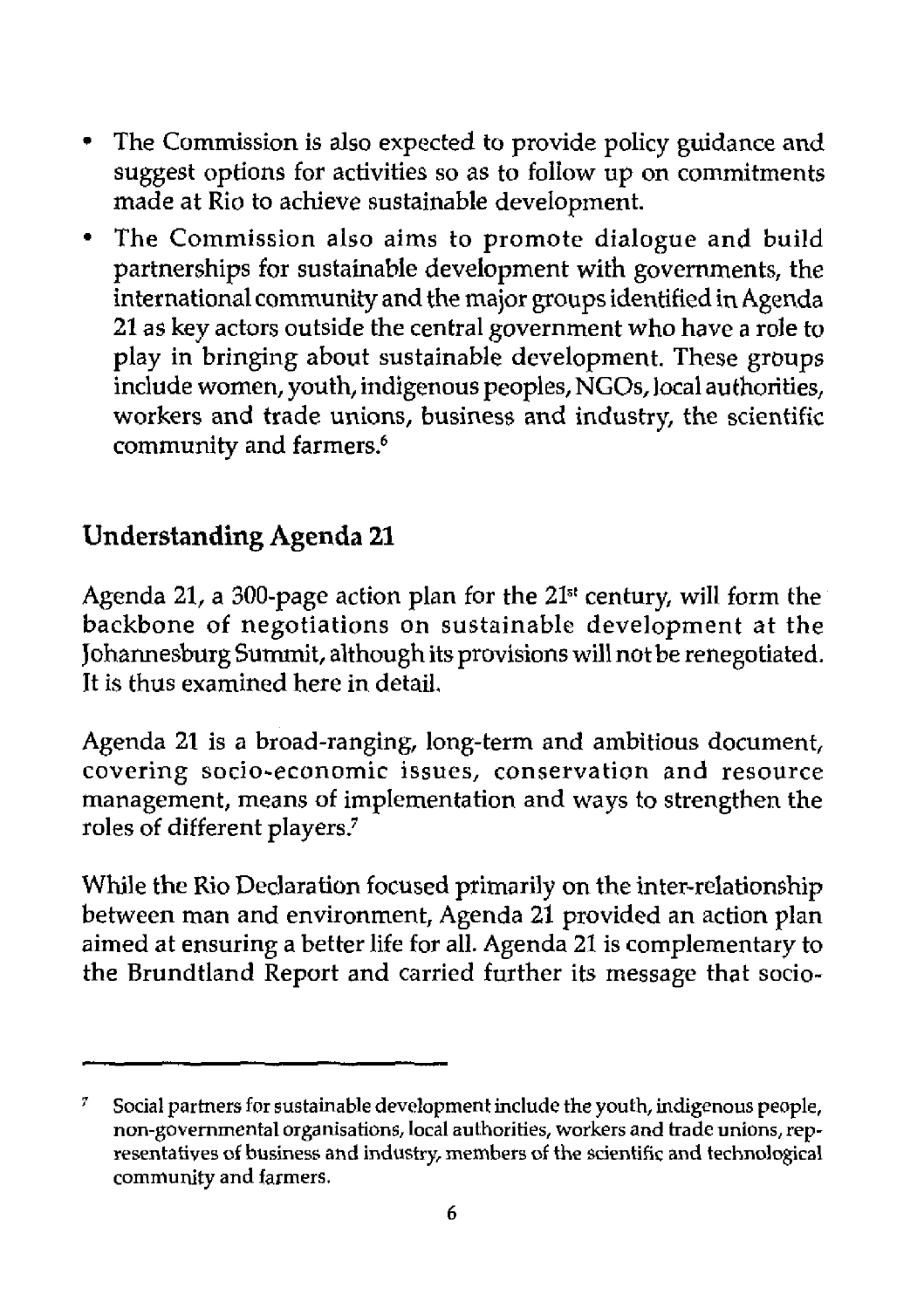- The Commission is also expected to provide policy guidance and suggest options for activities so as to follow up on commitments made at Rio to achieve sustainable development.
- The Commission also aims to promote dialogue and build partnerships for sustainable development with governments, the international community and the major groups identified in Agenda 21 as key actors outside the central government who have a role to play in bringing about sustainable development. These groups include women, youth, indigenous peoples, NGOs, local authorities, workers and trade unions, business and industry, the scientific community and farmers.[6]

## Understanding Agenda 21

Agenda 21, a 300-page action plan for the 21st century, will form the backbone of negotiations on sustainable development at the Johannesburg Summit, although its provisions will not be renegotiated. It is thus examined here in detail.

Agenda 21 is a broad-ranging, long-term and ambitious document, covering socio-economic issues, conservation and resource management, means of implementation and ways to strengthen the roles of different players.[7]

While the Rio Declaration focused primarily on the inter-relationship between man and environment, Agenda 21 provided an action plan aimed at ensuring a better life for all. Agenda 21 is complementary to the Brundtland Report and carried further its message that socio-

---

[7] Social partners for sustainable development include the youth, indigenous people, non-governmental organisations, local authorities, workers and trade unions, representatives of business and industry, members of the scientific and technological community and farmers.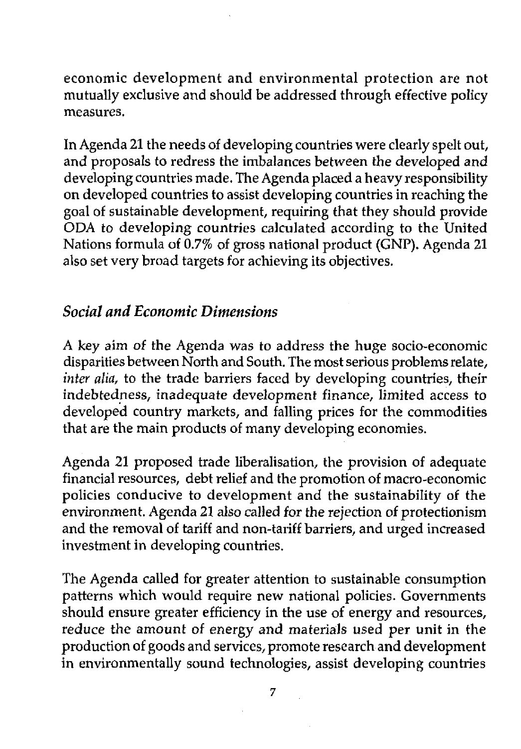economic development and environmental protection are not mutually exclusive and should be addressed through effective policy measures.

In Agenda 21 the needs of developing countries were clearly spelt out, and proposals to redress the imbalances between the developed and developing countries made. The Agenda placed a heavy responsibility on developed countries to assist developing countries in reaching the goal of sustainable development, requiring that they should provide ODA to developing countries calculated according to the United Nations formula of 0.7% of gross national product (GNP). Agenda 21 also set very broad targets for achieving its objectives.

### *Social and Economic Dimensions*

A key aim of the Agenda was to address the huge socio-economic disparities between North and South. The most serious problems relate, *inter alia,* to the trade barriers faced by developing countries, their indebtedness, inadequate development finance, limited access to developed country markets, and falling prices for the commodities that are the main products of many developing economies.

Agenda 21 proposed trade liberalisation, the provision of adequate financial resources, debt relief and the promotion of macro-economic policies conducive to development and the sustainability of the environment. Agenda 21 also called for the rejection of protectionism and the removal of tariff and non-tariff barriers, and urged increased investment in developing countries.

The Agenda called for greater attention to sustainable consumption patterns which would require new national policies. Governments should ensure greater efficiency in the use of energy and resources, reduce the amount of energy and materials used per unit in the production of goods and services, promote research and development in environmentally sound technologies, assist developing countries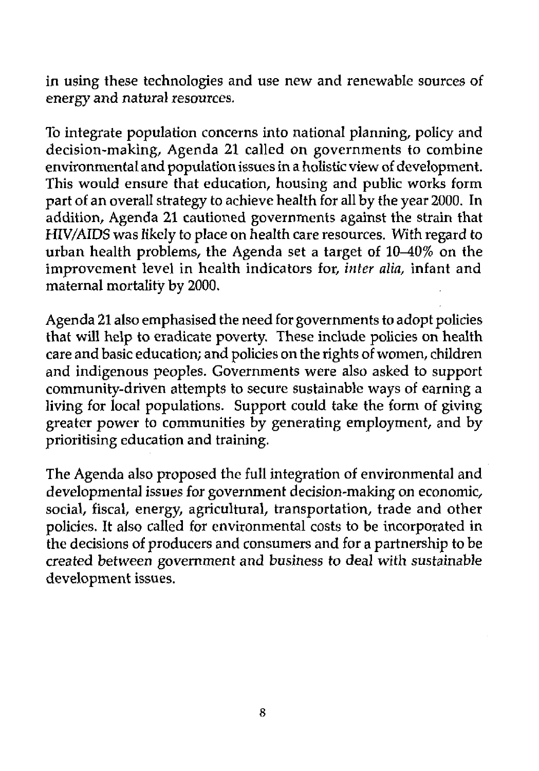in using these technologies and use new and renewable sources of energy and natural resources.

To integrate population concerns into national planning, policy and decision-making, Agenda 21 called on governments to combine environmental and population issues in a holistic view of development. This would ensure that education, housing and public works form part of an overall strategy to achieve health for all by the year 2000. In addition, Agenda 21 cautioned governments against the strain that HIV/AIDS was likely to place on health care resources. With regard to urban health problems, the Agenda set a target of 10–40% on the improvement level in health indicators for, *inter alia,* infant and maternal mortality by 2000.

Agenda 21 also emphasised the need for governments to adopt policies that will help to eradicate poverty. These include policies on health care and basic education; and policies on the rights of women, children and indigenous peoples. Governments were also asked to support community-driven attempts to secure sustainable ways of earning a living for local populations. Support could take the form of giving greater power to communities by generating employment, and by prioritising education and training.

The Agenda also proposed the full integration of environmental and developmental issues for government decision-making on economic, social, fiscal, energy, agricultural, transportation, trade and other policies. It also called for environmental costs to be incorporated in the decisions of producers and consumers and for a partnership to be created between government and business to deal with sustainable development issues.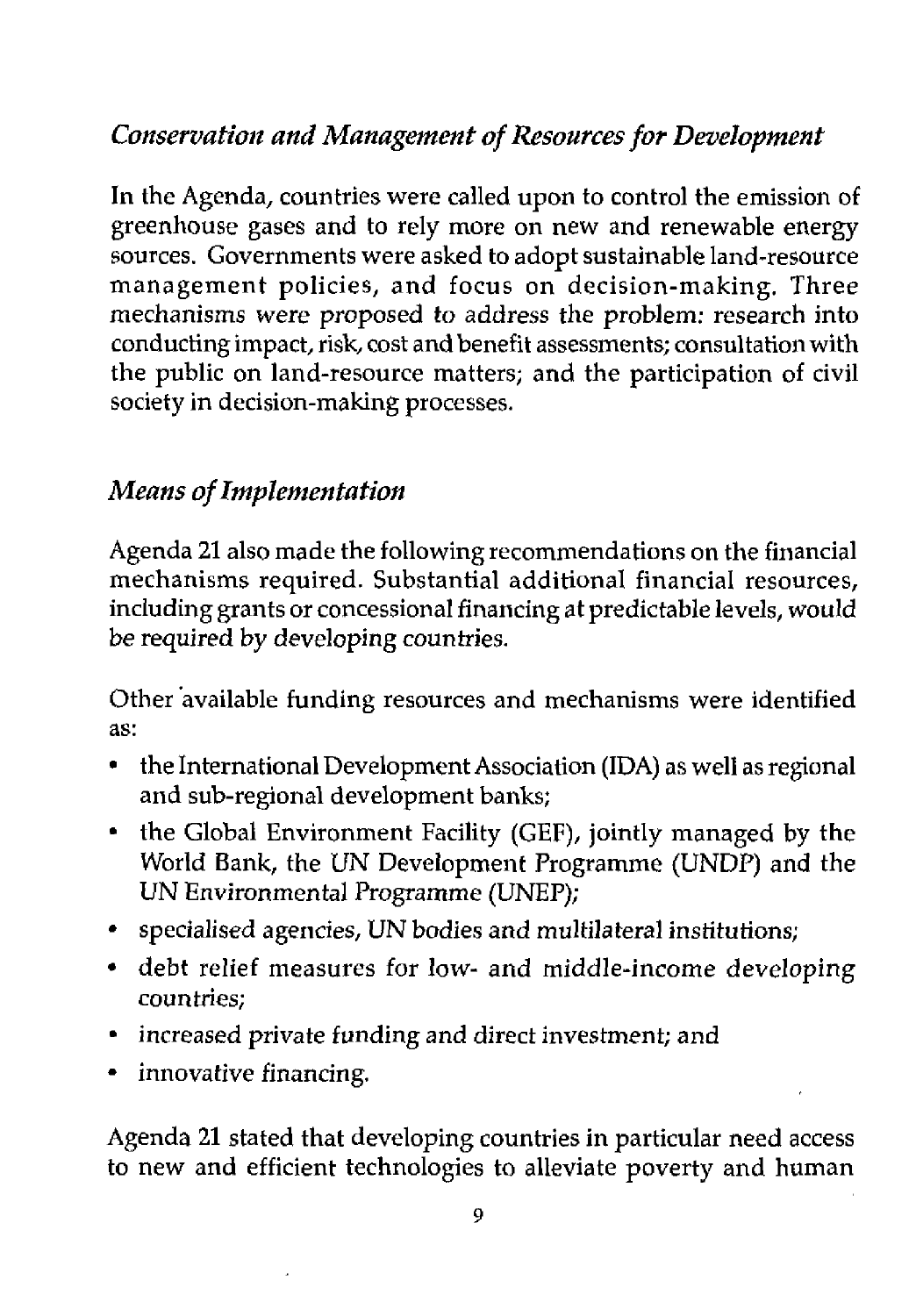### *Conservation and Management of Resources for Development*

In the Agenda, countries were called upon to control the emission of greenhouse gases and to rely more on new and renewable energy sources. Governments were asked to adopt sustainable land-resource management policies, and focus on decision-making. Three mechanisms were proposed to address the problem: research into conducting impact, risk, cost and benefit assessments; consultation with the public on land-resource matters; and the participation of civil society in decision-making processes.

### *Means of Implementation*

Agenda 21 also made the following recommendations on the financial mechanisms required. Substantial additional financial resources, including grants or concessional financing at predictable levels, would be required by developing countries.

Other available funding resources and mechanisms were identified as:

- the International Development Association (IDA) as well as regional and sub-regional development banks;
- the Global Environment Facility (GEF), jointly managed by the World Bank, the UN Development Programme (UNDP) and the UN Environmental Programme (UNEP);
- specialised agencies, UN bodies and multilateral institutions;
- debt relief measures for low- and middle-income developing countries;
- increased private funding and direct investment; and
- innovative financing.

Agenda 21 stated that developing countries in particular need access to new and efficient technologies to alleviate poverty and human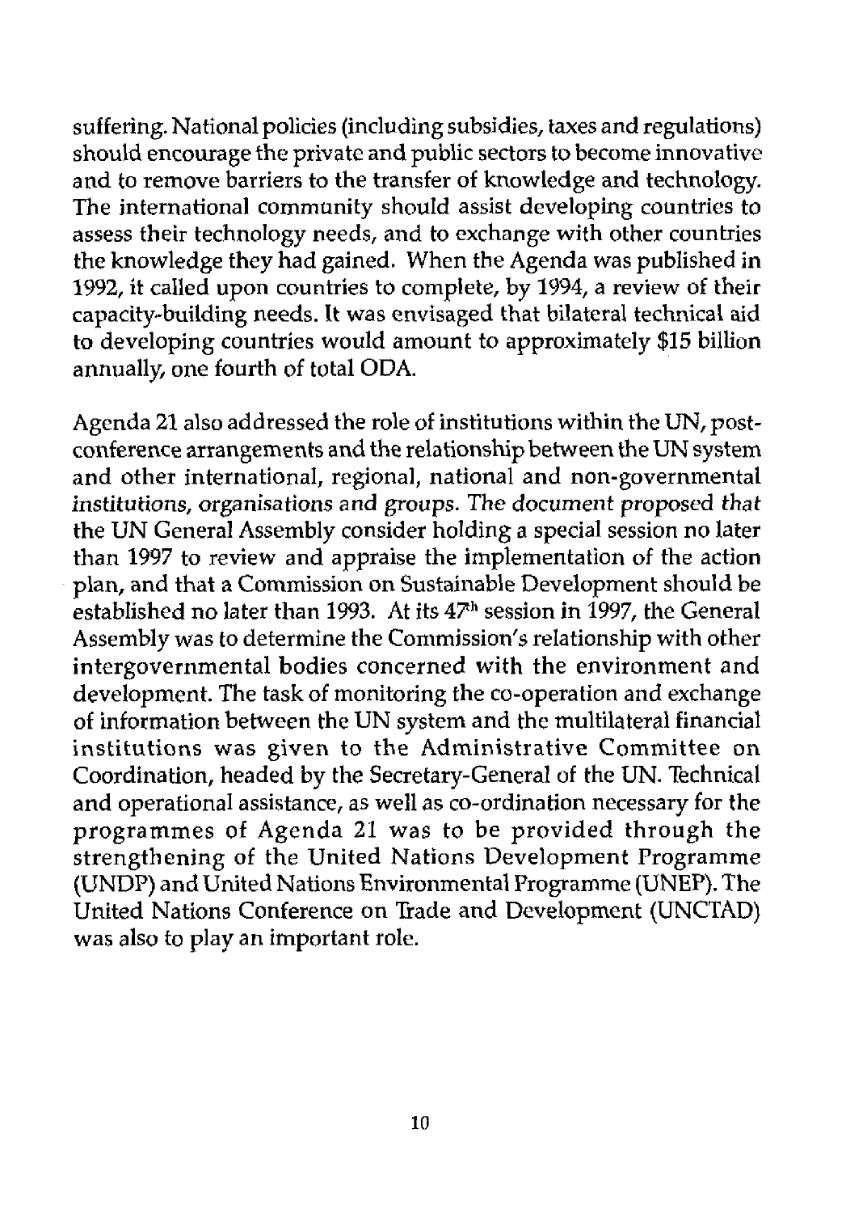suffering. National policies (including subsidies, taxes and regulations) should encourage the private and public sectors to become innovative and to remove barriers to the transfer of knowledge and technology. The international community should assist developing countries to assess their technology needs, and to exchange with other countries the knowledge they had gained. When the Agenda was published in 1992, it called upon countries to complete, by 1994, a review of their capacity-building needs. It was envisaged that bilateral technical aid to developing countries would amount to approximately $15 billion annually, one fourth of total ODA.

Agenda 21 also addressed the role of institutions within the UN, post-conference arrangements and the relationship between the UN system and other international, regional, national and non-governmental institutions, organisations and groups. The document proposed that the UN General Assembly consider holding a special session no later than 1997 to review and appraise the implementation of the action plan, and that a Commission on Sustainable Development should be established no later than 1993. At its 47th session in 1997, the General Assembly was to determine the Commission's relationship with other intergovernmental bodies concerned with the environment and development. The task of monitoring the co-operation and exchange of information between the UN system and the multilateral financial institutions was given to the Administrative Committee on Coordination, headed by the Secretary-General of the UN. Technical and operational assistance, as well as co-ordination necessary for the programmes of Agenda 21 was to be provided through the strengthening of the United Nations Development Programme (UNDP) and United Nations Environmental Programme (UNEP). The United Nations Conference on Trade and Development (UNCTAD) was also to play an important role.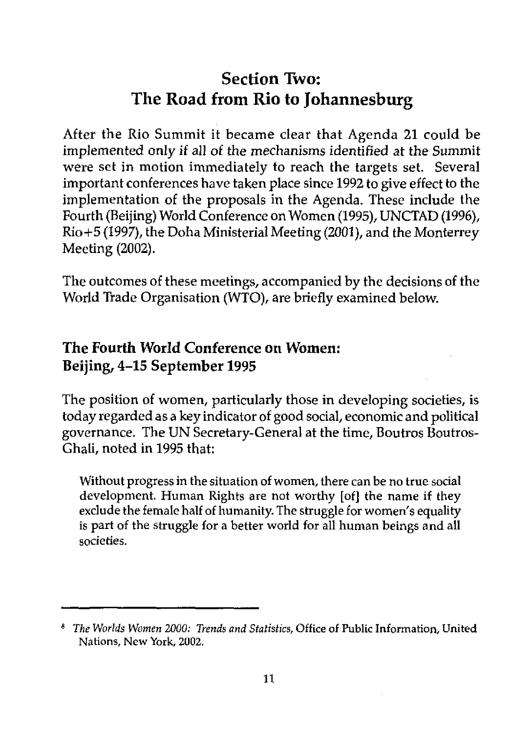## Section Two: The Road from Rio to Johannesburg

After the Rio Summit it became clear that Agenda 21 could be implemented only if all of the mechanisms identified at the Summit were set in motion immediately to reach the targets set. Several important conferences have taken place since 1992 to give effect to the implementation of the proposals in the Agenda. These include the Fourth (Beijing) World Conference on Women (1995), UNCTAD (1996), Rio+5 (1997), the Doha Ministerial Meeting (2001), and the Monterrey Meeting (2002).

The outcomes of these meetings, accompanied by the decisions of the World Trade Organisation (WTO), are briefly examined below.

### The Fourth World Conference on Women: Beijing, 4–15 September 1995

The position of women, particularly those in developing societies, is today regarded as a key indicator of good social, economic and political governance. The UN Secretary-General at the time, Boutros Boutros-Ghali, noted in 1995 that:

> Without progress in the situation of women, there can be no true social development. Human Rights are not worthy [of] the name if they exclude the female half of humanity. The struggle for women's equality is part of the struggle for a better world for all human beings and all societies.

---

[8] *The Worlds Women 2000: Trends and Statistics*, Office of Public Information, United Nations, New York, 2002.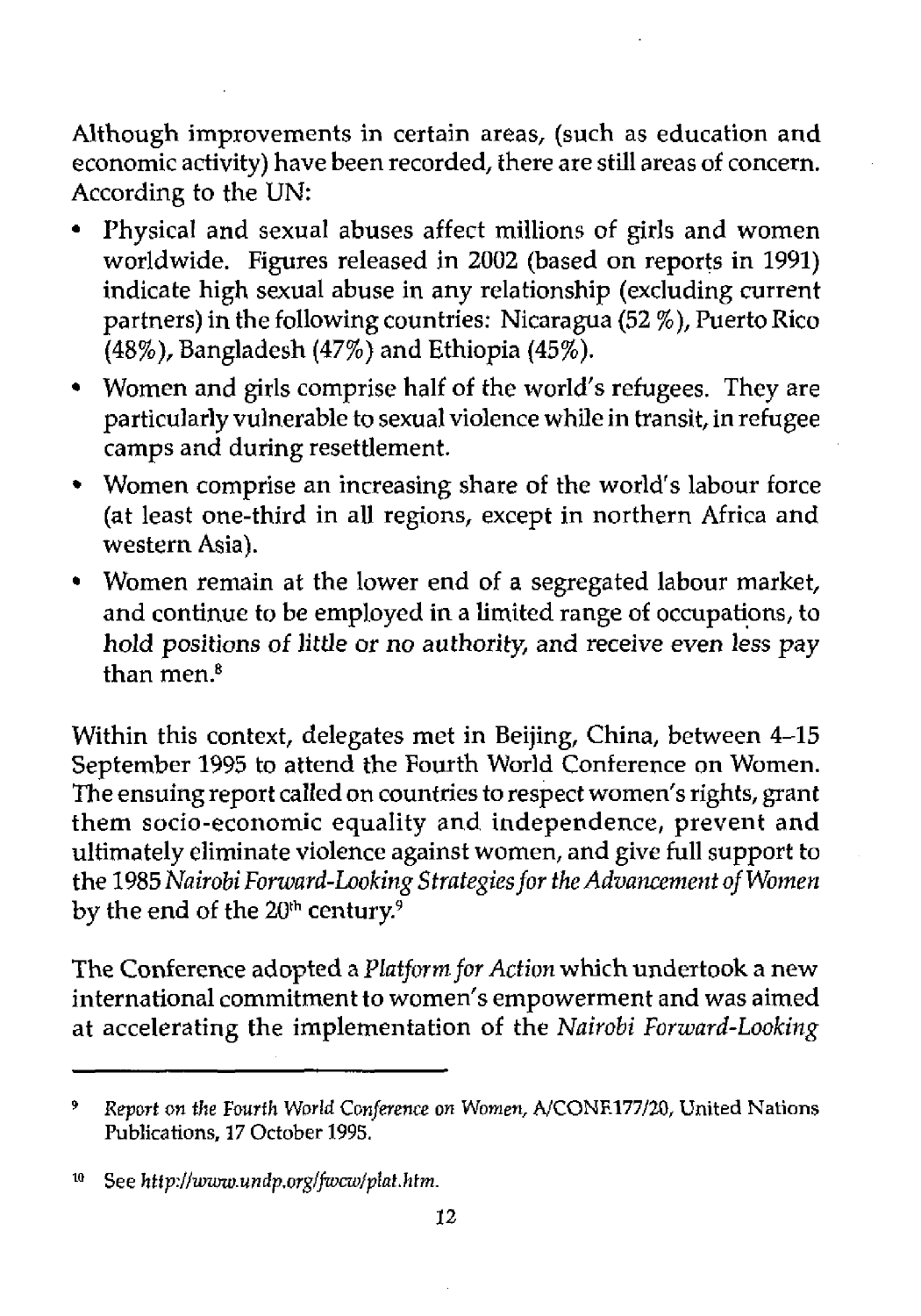Although improvements in certain areas, (such as education and economic activity) have been recorded, there are still areas of concern. According to the UN:

- Physical and sexual abuses affect millions of girls and women worldwide. Figures released in 2002 (based on reports in 1991) indicate high sexual abuse in any relationship (excluding current partners) in the following countries: Nicaragua (52 %), Puerto Rico (48%), Bangladesh (47%) and Ethiopia (45%).
- Women and girls comprise half of the world's refugees. They are particularly vulnerable to sexual violence while in transit, in refugee camps and during resettlement.
- Women comprise an increasing share of the world's labour force (at least one-third in all regions, except in northern Africa and western Asia).
- Women remain at the lower end of a segregated labour market, and continue to be employed in a limited range of occupations, to hold positions of little or no authority, and receive even less pay than men.[8]

Within this context, delegates met in Beijing, China, between 4–15 September 1995 to attend the Fourth World Conference on Women. The ensuing report called on countries to respect women's rights, grant them socio-economic equality and independence, prevent and ultimately eliminate violence against women, and give full support to the 1985 *Nairobi Forward-Looking Strategies for the Advancement of Women* by the end of the 20th century.[9]

The Conference adopted a *Platform for Action* which undertook a new international commitment to women's empowerment and was aimed at accelerating the implementation of the *Nairobi Forward-Looking*

---

[9] *Report on the Fourth World Conference on Women*, A/CONF.177/20, United Nations Publications, 17 October 1995.

[10] See *http://www.undp.org/fwcw/plat.htm*.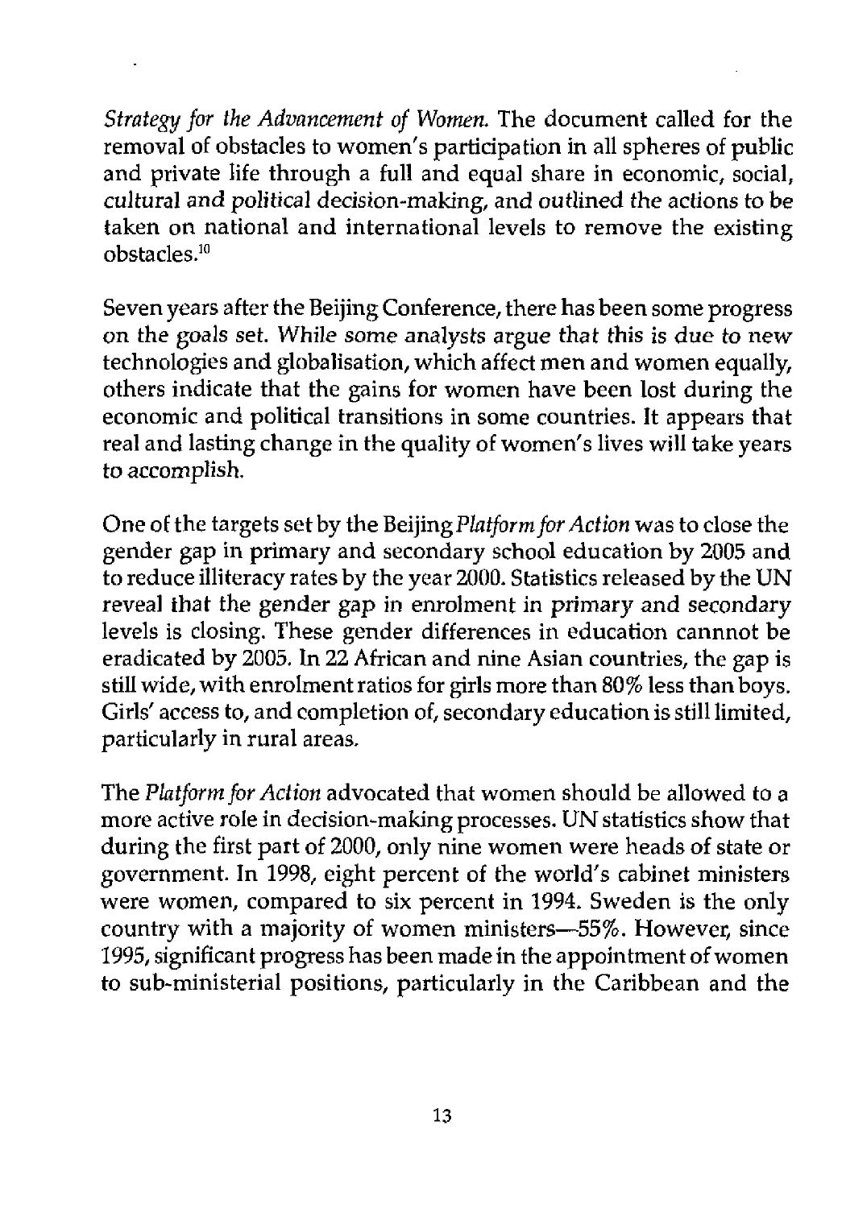*Strategy for the Advancement of Women.* The document called for the removal of obstacles to women's participation in all spheres of public and private life through a full and equal share in economic, social, cultural and political decision-making, and outlined the actions to be taken on national and international levels to remove the existing obstacles.[10]

Seven years after the Beijing Conference, there has been some progress on the goals set. While some analysts argue that this is due to new technologies and globalisation, which affect men and women equally, others indicate that the gains for women have been lost during the economic and political transitions in some countries. It appears that real and lasting change in the quality of women's lives will take years to accomplish.

One of the targets set by the Beijing *Platform for Action* was to close the gender gap in primary and secondary school education by 2005 and to reduce illiteracy rates by the year 2000. Statistics released by the UN reveal that the gender gap in enrolment in primary and secondary levels is closing. These gender differences in education cannnot be eradicated by 2005. In 22 African and nine Asian countries, the gap is still wide, with enrolment ratios for girls more than 80% less than boys. Girls' access to, and completion of, secondary education is still limited, particularly in rural areas.

The *Platform for Action* advocated that women should be allowed to a more active role in decision-making processes. UN statistics show that during the first part of 2000, only nine women were heads of state or government. In 1998, eight percent of the world's cabinet ministers were women, compared to six percent in 1994. Sweden is the only country with a majority of women ministers—55%. However, since 1995, significant progress has been made in the appointment of women to sub-ministerial positions, particularly in the Caribbean and the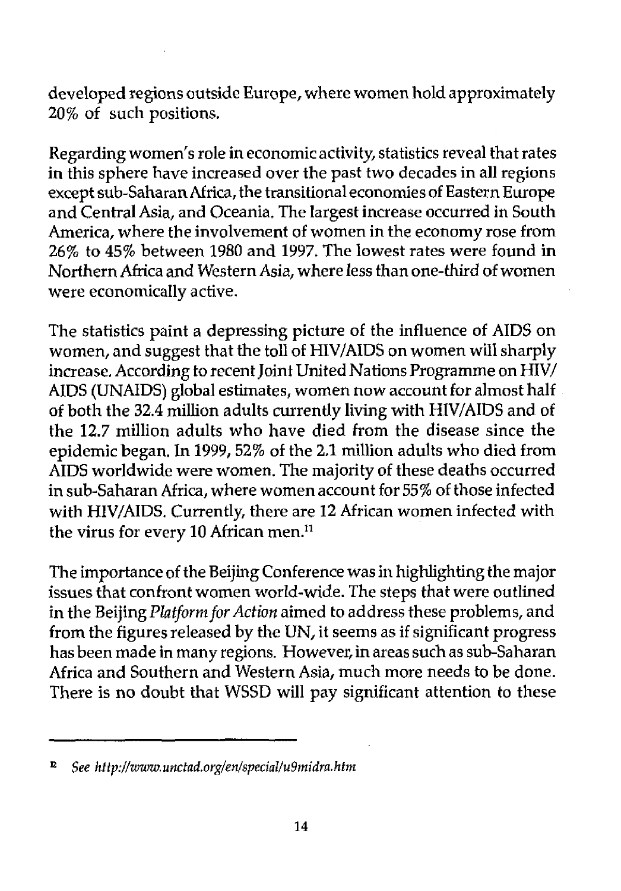developed regions outside Europe, where women hold approximately 20% of such positions.

Regarding women's role in economic activity, statistics reveal that rates in this sphere have increased over the past two decades in all regions except sub-Saharan Africa, the transitional economies of Eastern Europe and Central Asia, and Oceania. The largest increase occurred in South America, where the involvement of women in the economy rose from 26% to 45% between 1980 and 1997. The lowest rates were found in Northern Africa and Western Asia, where less than one-third of women were economically active.

The statistics paint a depressing picture of the influence of AIDS on women, and suggest that the toll of HIV/AIDS on women will sharply increase. According to recent Joint United Nations Programme on HIV/AIDS (UNAIDS) global estimates, women now account for almost half of both the 32.4 million adults currently living with HIV/AIDS and of the 12.7 million adults who have died from the disease since the epidemic began. In 1999, 52% of the 2.1 million adults who died from AIDS worldwide were women. The majority of these deaths occurred in sub-Saharan Africa, where women account for 55% of those infected with HIV/AIDS. Currently, there are 12 African women infected with the virus for every 10 African men.[11]

The importance of the Beijing Conference was in highlighting the major issues that confront women world-wide. The steps that were outlined in the Beijing *Platform for Action* aimed to address these problems, and from the figures released by the UN, it seems as if significant progress has been made in many regions. However, in areas such as sub-Saharan Africa and Southern and Western Asia, much more needs to be done. There is no doubt that WSSD will pay significant attention to these

---

[12] *See http://www.unctad.org/en/special/u9midra.htm*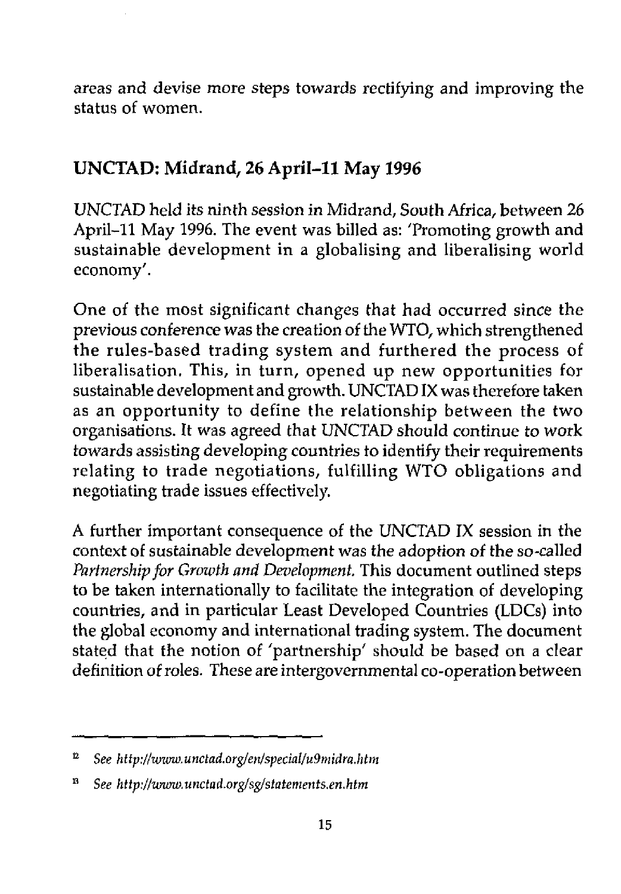areas and devise more steps towards rectifying and improving the status of women.

## UNCTAD: Midrand, 26 April–11 May 1996

UNCTAD held its ninth session in Midrand, South Africa, between 26 April–11 May 1996. The event was billed as: 'Promoting growth and sustainable development in a globalising and liberalising world economy'.

One of the most significant changes that had occurred since the previous conference was the creation of the WTO, which strengthened the rules-based trading system and furthered the process of liberalisation. This, in turn, opened up new opportunities for sustainable development and growth. UNCTAD IX was therefore taken as an opportunity to define the relationship between the two organisations. It was agreed that UNCTAD should continue to work towards assisting developing countries to identify their requirements relating to trade negotiations, fulfilling WTO obligations and negotiating trade issues effectively.

A further important consequence of the UNCTAD IX session in the context of sustainable development was the adoption of the so-called *Partnership for Growth and Development*. This document outlined steps to be taken internationally to facilitate the integration of developing countries, and in particular Least Developed Countries (LDCs) into the global economy and international trading system. The document stated that the notion of 'partnership' should be based on a clear definition of roles. These are intergovernmental co-operation between

---

[12] *See http://www.unctad.org/en/special/u9midra.htm*

[13] *See http://www.unctad.org/sg/statements.en.htm*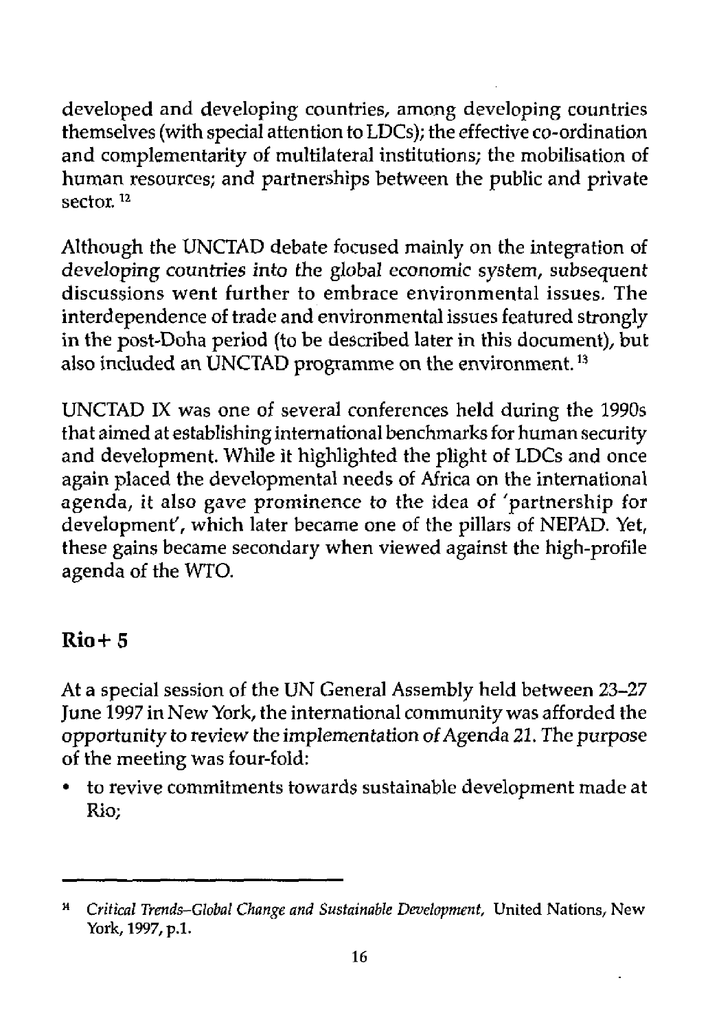developed and developing countries, among developing countries themselves (with special attention to LDCs); the effective co-ordination and complementarity of multilateral institutions; the mobilisation of human resources; and partnerships between the public and private sector. [12]

Although the UNCTAD debate focused mainly on the integration of developing countries into the global economic system, subsequent discussions went further to embrace environmental issues. The interdependence of trade and environmental issues featured strongly in the post-Doha period (to be described later in this document), but also included an UNCTAD programme on the environment. [13]

UNCTAD IX was one of several conferences held during the 1990s that aimed at establishing international benchmarks for human security and development. While it highlighted the plight of LDCs and once again placed the developmental needs of Africa on the international agenda, it also gave prominence to the idea of 'partnership for development', which later became one of the pillars of NEPAD. Yet, these gains became secondary when viewed against the high-profile agenda of the WTO.

## Rio+ 5

At a special session of the UN General Assembly held between 23–27 June 1997 in New York, the international community was afforded the opportunity to review the implementation of Agenda 21. The purpose of the meeting was four-fold:

- to revive commitments towards sustainable development made at Rio;

---

[14] *Critical Trends–Global Change and Sustainable Development*, United Nations, New York, 1997, p.1.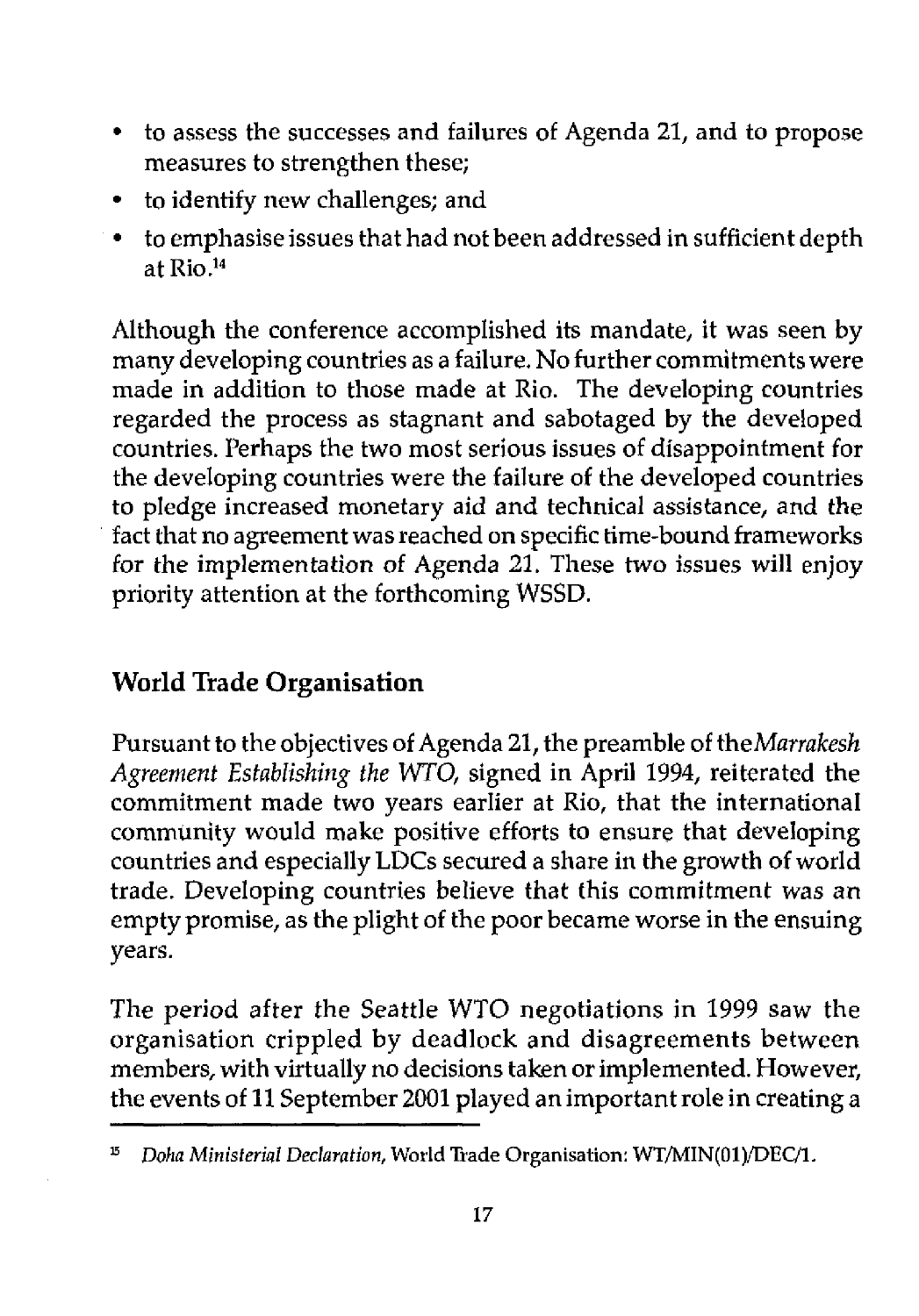- to assess the successes and failures of Agenda 21, and to propose measures to strengthen these;
- to identify new challenges; and
- to emphasise issues that had not been addressed in sufficient depth at Rio.[14]

Although the conference accomplished its mandate, it was seen by many developing countries as a failure. No further commitments were made in addition to those made at Rio. The developing countries regarded the process as stagnant and sabotaged by the developed countries. Perhaps the two most serious issues of disappointment for the developing countries were the failure of the developed countries to pledge increased monetary aid and technical assistance, and the fact that no agreement was reached on specific time-bound frameworks for the implementation of Agenda 21. These two issues will enjoy priority attention at the forthcoming WSSD.

## World Trade Organisation

Pursuant to the objectives of Agenda 21, the preamble of the *Marrakesh Agreement Establishing the WTO*, signed in April 1994, reiterated the commitment made two years earlier at Rio, that the international community would make positive efforts to ensure that developing countries and especially LDCs secured a share in the growth of world trade. Developing countries believe that this commitment was an empty promise, as the plight of the poor became worse in the ensuing years.

The period after the Seattle WTO negotiations in 1999 saw the organisation crippled by deadlock and disagreements between members, with virtually no decisions taken or implemented. However, the events of 11 September 2001 played an important role in creating a

[15] *Doha Ministerial Declaration*, World Trade Organisation: WT/MIN(01)/DEC/1.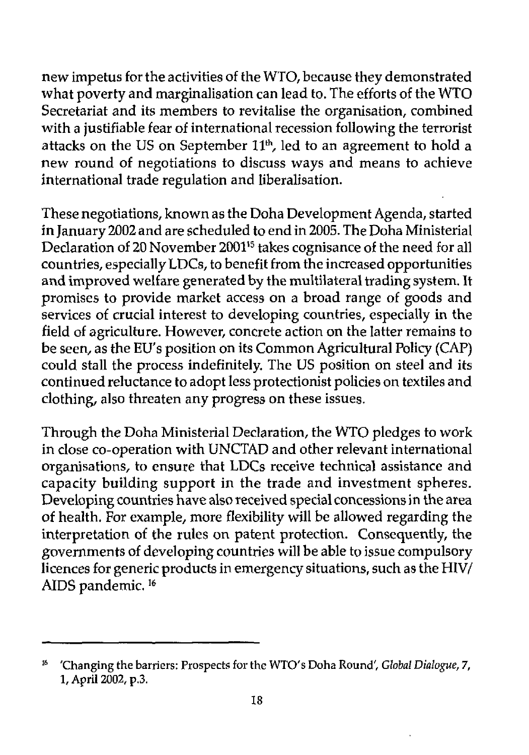new impetus for the activities of the WTO, because they demonstrated what poverty and marginalisation can lead to. The efforts of the WTO Secretariat and its members to revitalise the organisation, combined with a justifiable fear of international recession following the terrorist attacks on the US on September 11th, led to an agreement to hold a new round of negotiations to discuss ways and means to achieve international trade regulation and liberalisation.

These negotiations, known as the Doha Development Agenda, started in January 2002 and are scheduled to end in 2005. The Doha Ministerial Declaration of 20 November 2001[15] takes cognisance of the need for all countries, especially LDCs, to benefit from the increased opportunities and improved welfare generated by the multilateral trading system. It promises to provide market access on a broad range of goods and services of crucial interest to developing countries, especially in the field of agriculture. However, concrete action on the latter remains to be seen, as the EU's position on its Common Agricultural Policy (CAP) could stall the process indefinitely. The US position on steel and its continued reluctance to adopt less protectionist policies on textiles and clothing, also threaten any progress on these issues.

Through the Doha Ministerial Declaration, the WTO pledges to work in close co-operation with UNCTAD and other relevant international organisations, to ensure that LDCs receive technical assistance and capacity building support in the trade and investment spheres. Developing countries have also received special concessions in the area of health. For example, more flexibility will be allowed regarding the interpretation of the rules on patent protection. Consequently, the governments of developing countries will be able to issue compulsory licences for generic products in emergency situations, such as the HIV/AIDS pandemic. [16]

---

[16] 'Changing the barriers: Prospects for the WTO's Doha Round', *Global Dialogue*, 7, 1, April 2002, p.3.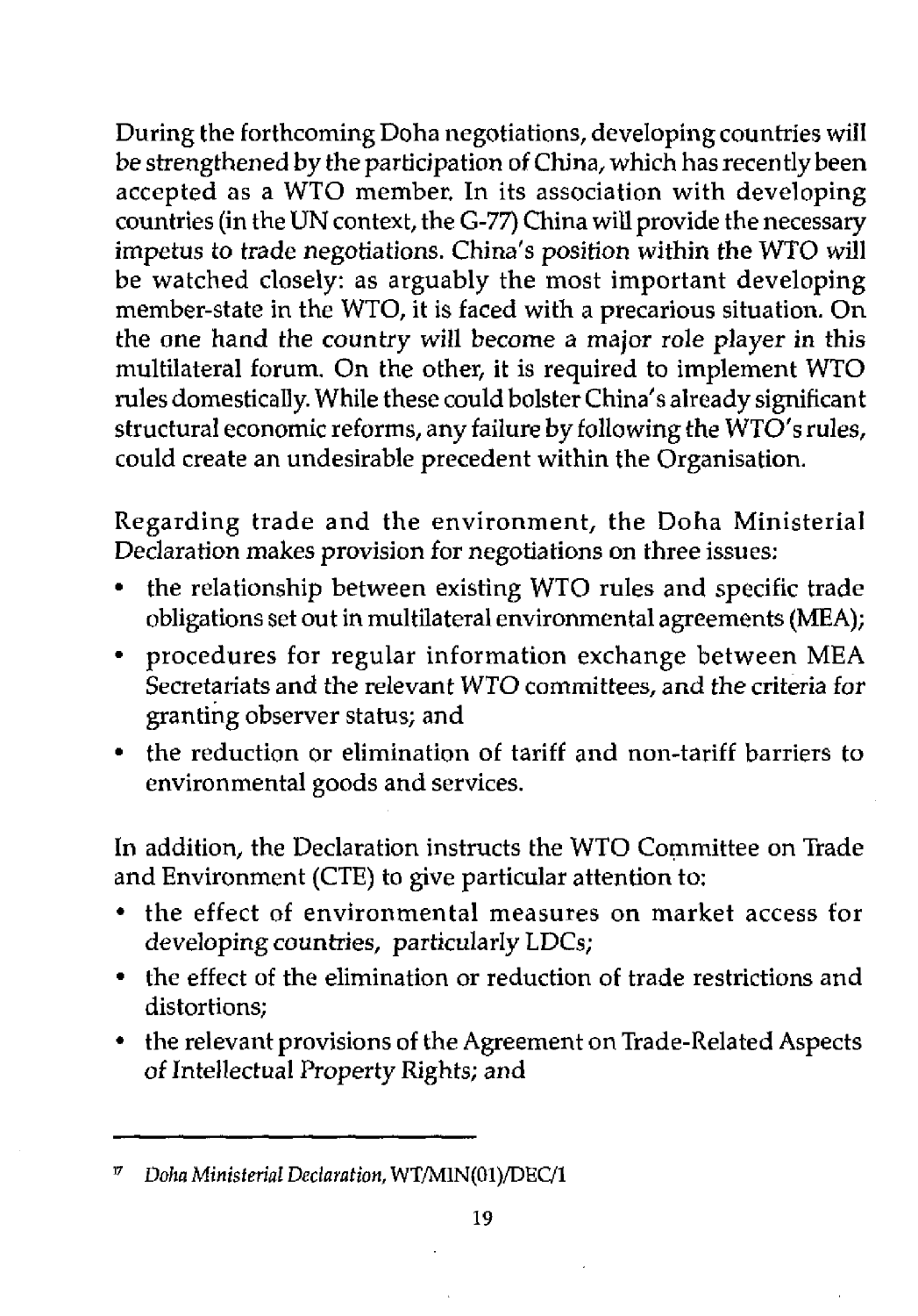During the forthcoming Doha negotiations, developing countries will be strengthened by the participation of China, which has recently been accepted as a WTO member. In its association with developing countries (in the UN context, the G-77) China will provide the necessary impetus to trade negotiations. China's position within the WTO will be watched closely: as arguably the most important developing member-state in the WTO, it is faced with a precarious situation. On the one hand the country will become a major role player in this multilateral forum. On the other, it is required to implement WTO rules domestically. While these could bolster China's already significant structural economic reforms, any failure by following the WTO's rules, could create an undesirable precedent within the Organisation.

Regarding trade and the environment, the Doha Ministerial Declaration makes provision for negotiations on three issues:

- the relationship between existing WTO rules and specific trade obligations set out in multilateral environmental agreements (MEA);
- procedures for regular information exchange between MEA Secretariats and the relevant WTO committees, and the criteria for granting observer status; and
- the reduction or elimination of tariff and non-tariff barriers to environmental goods and services.

In addition, the Declaration instructs the WTO Committee on Trade and Environment (CTE) to give particular attention to:

- the effect of environmental measures on market access for developing countries, particularly LDCs;
- the effect of the elimination or reduction of trade restrictions and distortions;
- the relevant provisions of the Agreement on Trade-Related Aspects of Intellectual Property Rights; and

---

[17] *Doha Ministerial Declaration*, WT/MIN(01)/DEC/1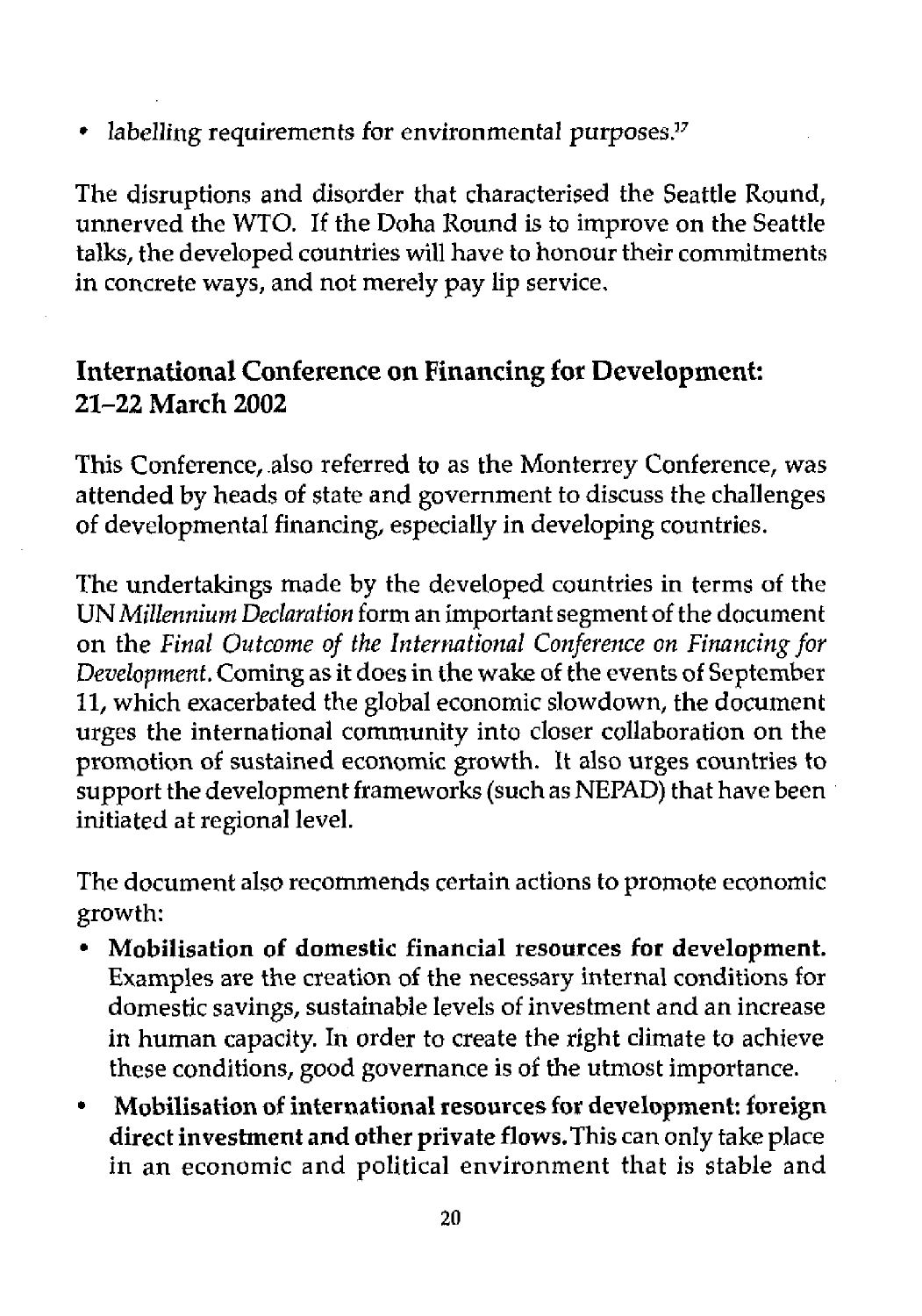- *labelling requirements for environmental purposes.*[17]

The disruptions and disorder that characterised the Seattle Round, unnerved the WTO. If the Doha Round is to improve on the Seattle talks, the developed countries will have to honour their commitments in concrete ways, and not merely pay lip service.

## International Conference on Financing for Development: 21–22 March 2002

This Conference, also referred to as the Monterrey Conference, was attended by heads of state and government to discuss the challenges of developmental financing, especially in developing countries.

The undertakings made by the developed countries in terms of the UN *Millennium Declaration* form an important segment of the document on the *Final Outcome of the International Conference on Financing for Development*. Coming as it does in the wake of the events of September 11, which exacerbated the global economic slowdown, the document urges the international community into closer collaboration on the promotion of sustained economic growth. It also urges countries to support the development frameworks (such as NEPAD) that have been initiated at regional level.

The document also recommends certain actions to promote economic growth:

- **Mobilisation of domestic financial resources for development.** Examples are the creation of the necessary internal conditions for domestic savings, sustainable levels of investment and an increase in human capacity. In order to create the right climate to achieve these conditions, good governance is of the utmost importance.
- **Mobilisation of international resources for development: foreign direct investment and other private flows.** This can only take place in an economic and political environment that is stable and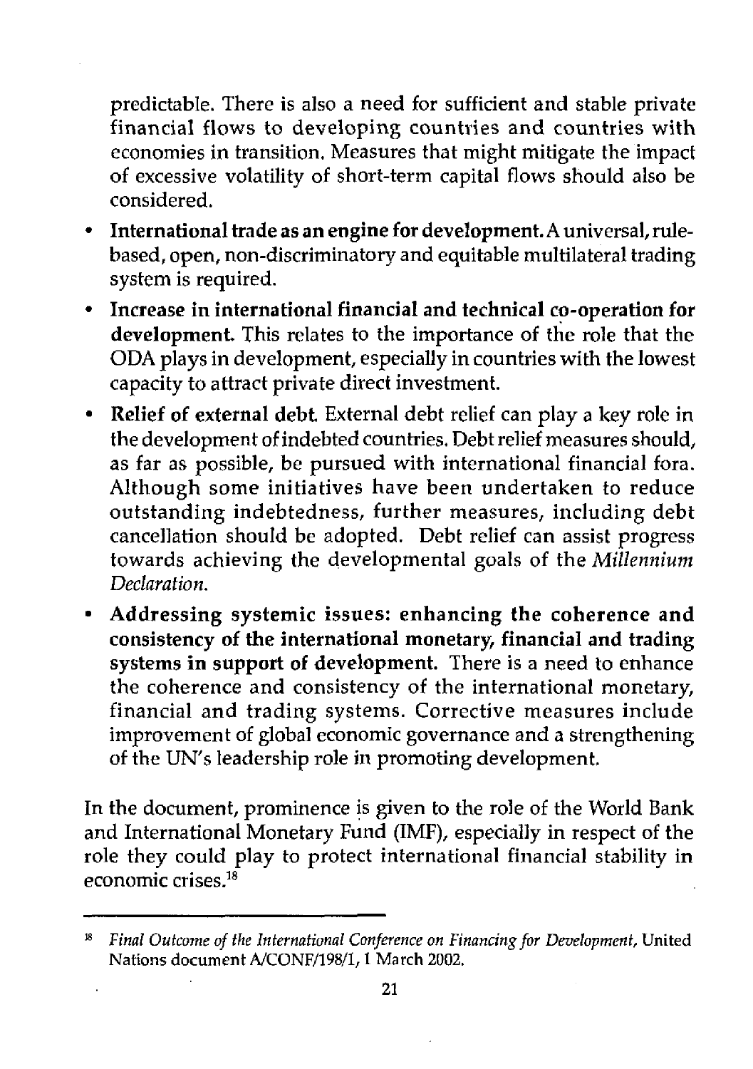predictable. There is also a need for sufficient and stable private financial flows to developing countries and countries with economies in transition. Measures that might mitigate the impact of excessive volatility of short-term capital flows should also be considered.

- **International trade as an engine for development.** A universal, rule-based, open, non-discriminatory and equitable multilateral trading system is required.
- **Increase in international financial and technical co-operation for development.** This relates to the importance of the role that the ODA plays in development, especially in countries with the lowest capacity to attract private direct investment.
- **Relief of external debt.** External debt relief can play a key role in the development of indebted countries. Debt relief measures should, as far as possible, be pursued with international financial fora. Although some initiatives have been undertaken to reduce outstanding indebtedness, further measures, including debt cancellation should be adopted. Debt relief can assist progress towards achieving the developmental goals of the *Millennium Declaration*.
- **Addressing systemic issues: enhancing the coherence and consistency of the international monetary, financial and trading systems in support of development.** There is a need to enhance the coherence and consistency of the international monetary, financial and trading systems. Corrective measures include improvement of global economic governance and a strengthening of the UN's leadership role in promoting development.

In the document, prominence is given to the role of the World Bank and International Monetary Fund (IMF), especially in respect of the role they could play to protect international financial stability in economic crises.[18]

---

[18] *Final Outcome of the International Conference on Financing for Development*, United Nations document A/CONF/198/1, 1 March 2002.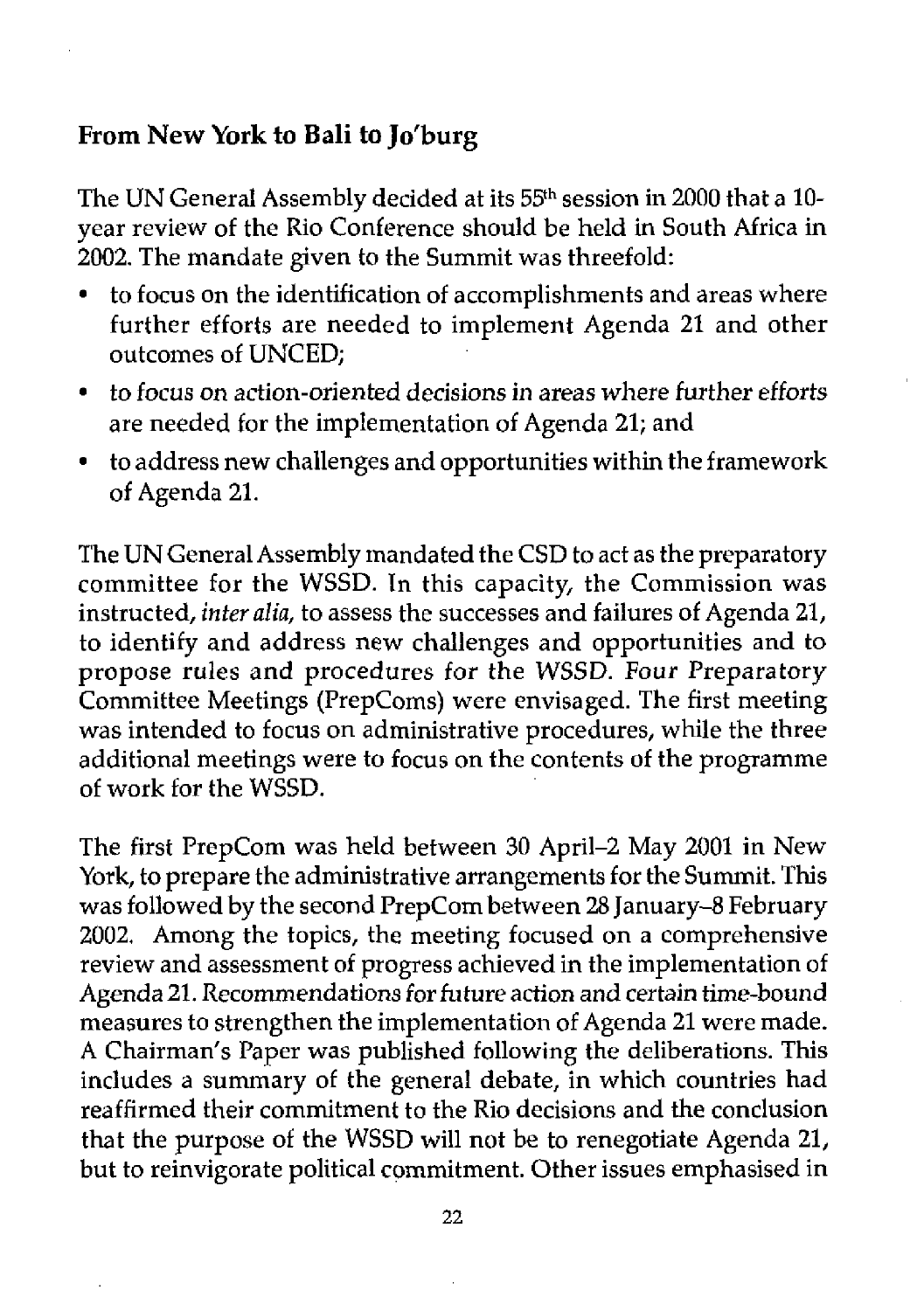## From New York to Bali to Jo'burg

The UN General Assembly decided at its 55th session in 2000 that a 10-year review of the Rio Conference should be held in South Africa in 2002. The mandate given to the Summit was threefold:

- to focus on the identification of accomplishments and areas where further efforts are needed to implement Agenda 21 and other outcomes of UNCED;
- to focus on action-oriented decisions in areas where further efforts are needed for the implementation of Agenda 21; and
- to address new challenges and opportunities within the framework of Agenda 21.

The UN General Assembly mandated the CSD to act as the preparatory committee for the WSSD. In this capacity, the Commission was instructed, *inter alia*, to assess the successes and failures of Agenda 21, to identify and address new challenges and opportunities and to propose rules and procedures for the WSSD. Four Preparatory Committee Meetings (PrepComs) were envisaged. The first meeting was intended to focus on administrative procedures, while the three additional meetings were to focus on the contents of the programme of work for the WSSD.

The first PrepCom was held between 30 April–2 May 2001 in New York, to prepare the administrative arrangements for the Summit. This was followed by the second PrepCom between 28 January–8 February 2002. Among the topics, the meeting focused on a comprehensive review and assessment of progress achieved in the implementation of Agenda 21. Recommendations for future action and certain time-bound measures to strengthen the implementation of Agenda 21 were made. A Chairman's Paper was published following the deliberations. This includes a summary of the general debate, in which countries had reaffirmed their commitment to the Rio decisions and the conclusion that the purpose of the WSSD will not be to renegotiate Agenda 21, but to reinvigorate political commitment. Other issues emphasised in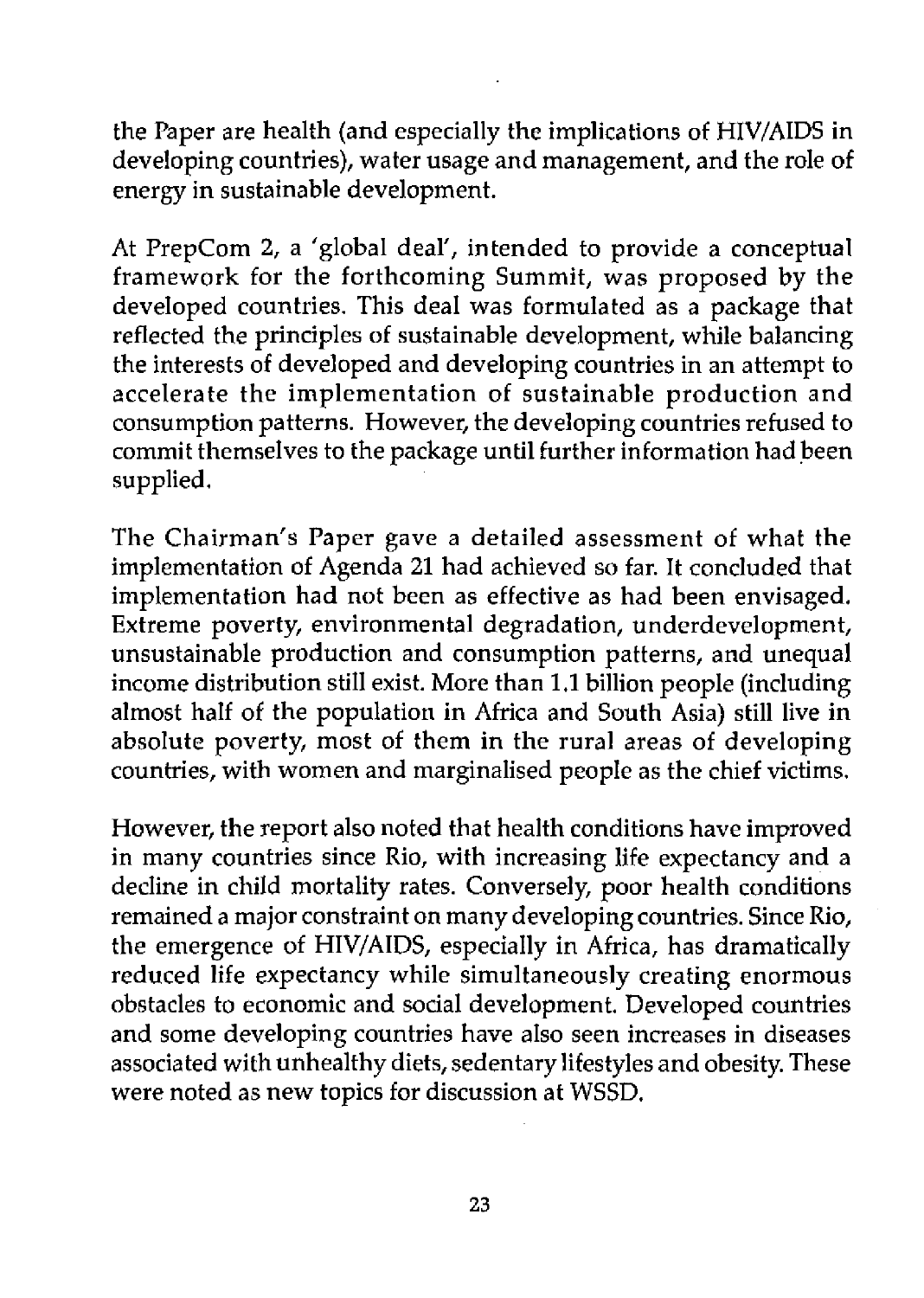the Paper are health (and especially the implications of HIV/AIDS in developing countries), water usage and management, and the role of energy in sustainable development.

At PrepCom 2, a 'global deal', intended to provide a conceptual framework for the forthcoming Summit, was proposed by the developed countries. This deal was formulated as a package that reflected the principles of sustainable development, while balancing the interests of developed and developing countries in an attempt to accelerate the implementation of sustainable production and consumption patterns. However, the developing countries refused to commit themselves to the package until further information had been supplied.

The Chairman's Paper gave a detailed assessment of what the implementation of Agenda 21 had achieved so far. It concluded that implementation had not been as effective as had been envisaged. Extreme poverty, environmental degradation, underdevelopment, unsustainable production and consumption patterns, and unequal income distribution still exist. More than 1.1 billion people (including almost half of the population in Africa and South Asia) still live in absolute poverty, most of them in the rural areas of developing countries, with women and marginalised people as the chief victims.

However, the report also noted that health conditions have improved in many countries since Rio, with increasing life expectancy and a decline in child mortality rates. Conversely, poor health conditions remained a major constraint on many developing countries. Since Rio, the emergence of HIV/AIDS, especially in Africa, has dramatically reduced life expectancy while simultaneously creating enormous obstacles to economic and social development. Developed countries and some developing countries have also seen increases in diseases associated with unhealthy diets, sedentary lifestyles and obesity. These were noted as new topics for discussion at WSSD.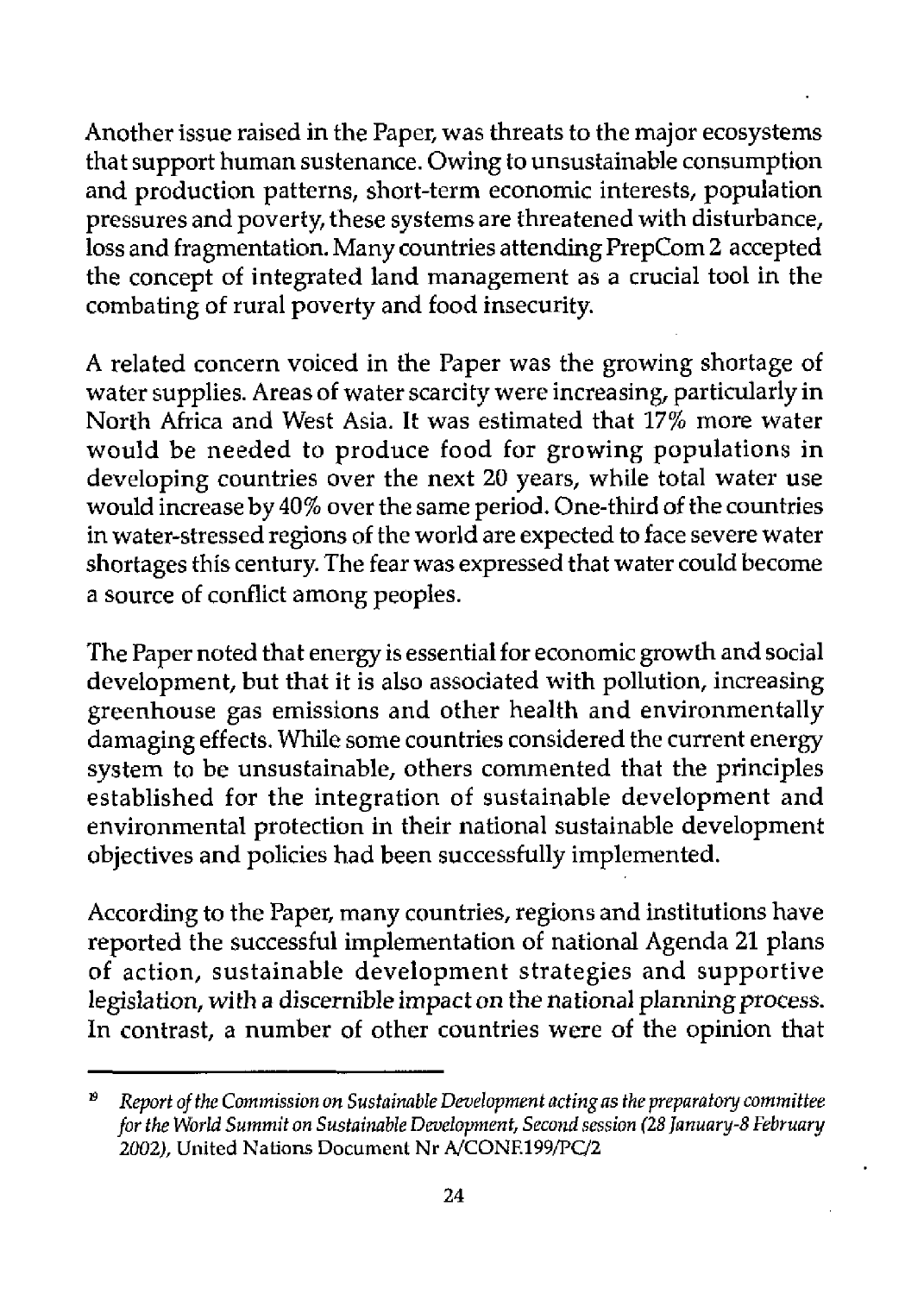Another issue raised in the Paper, was threats to the major ecosystems that support human sustenance. Owing to unsustainable consumption and production patterns, short-term economic interests, population pressures and poverty, these systems are threatened with disturbance, loss and fragmentation. Many countries attending PrepCom 2 accepted the concept of integrated land management as a crucial tool in the combating of rural poverty and food insecurity.

A related concern voiced in the Paper was the growing shortage of water supplies. Areas of water scarcity were increasing, particularly in North Africa and West Asia. It was estimated that 17% more water would be needed to produce food for growing populations in developing countries over the next 20 years, while total water use would increase by 40% over the same period. One-third of the countries in water-stressed regions of the world are expected to face severe water shortages this century. The fear was expressed that water could become a source of conflict among peoples.

The Paper noted that energy is essential for economic growth and social development, but that it is also associated with pollution, increasing greenhouse gas emissions and other health and environmentally damaging effects. While some countries considered the current energy system to be unsustainable, others commented that the principles established for the integration of sustainable development and environmental protection in their national sustainable development objectives and policies had been successfully implemented.

According to the Paper, many countries, regions and institutions have reported the successful implementation of national Agenda 21 plans of action, sustainable development strategies and supportive legislation, with a discernible impact on the national planning process. In contrast, a number of other countries were of the opinion that

---

[19] *Report of the Commission on Sustainable Development acting as the preparatory committee for the World Summit on Sustainable Development, Second session (28 January-8 February 2002),* United Nations Document Nr A/CONF.199/PC/2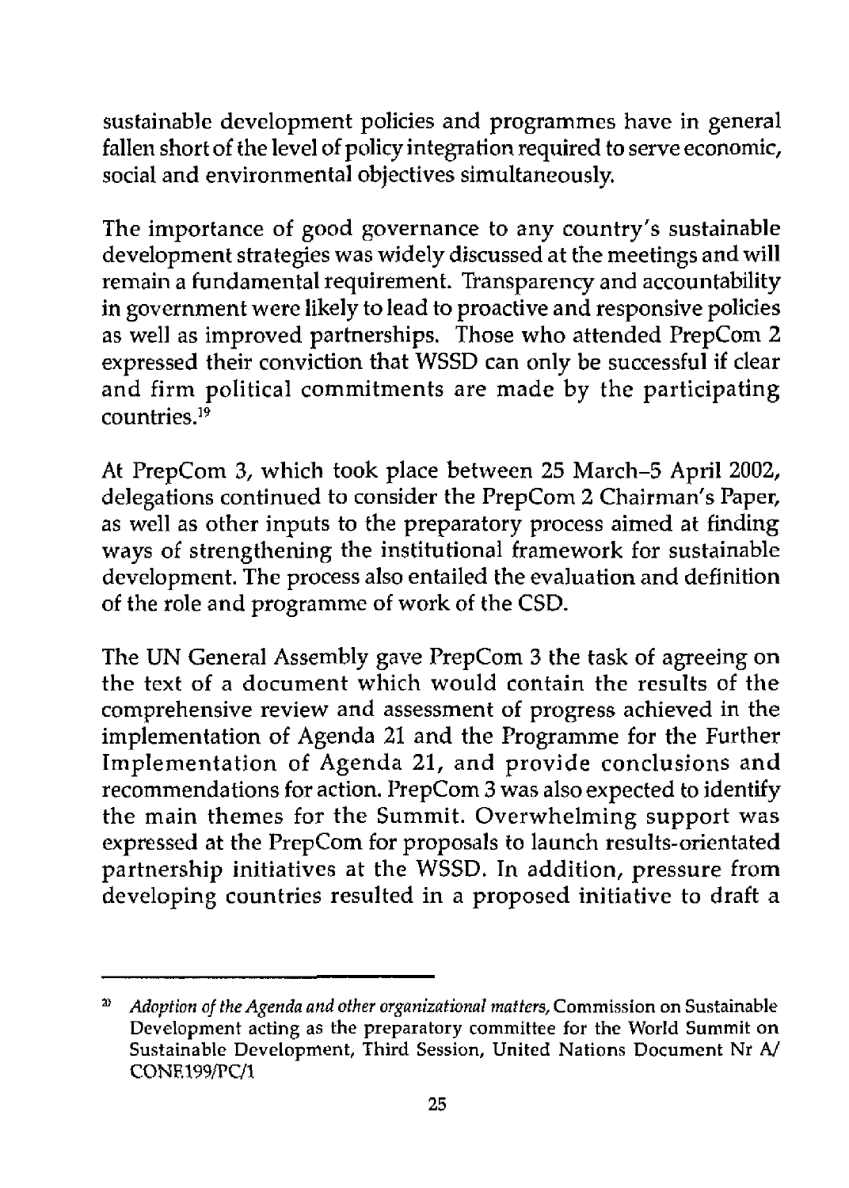sustainable development policies and programmes have in general fallen short of the level of policy integration required to serve economic, social and environmental objectives simultaneously.

The importance of good governance to any country's sustainable development strategies was widely discussed at the meetings and will remain a fundamental requirement. Transparency and accountability in government were likely to lead to proactive and responsive policies as well as improved partnerships. Those who attended PrepCom 2 expressed their conviction that WSSD can only be successful if clear and firm political commitments are made by the participating countries.[19]

At PrepCom 3, which took place between 25 March–5 April 2002, delegations continued to consider the PrepCom 2 Chairman's Paper, as well as other inputs to the preparatory process aimed at finding ways of strengthening the institutional framework for sustainable development. The process also entailed the evaluation and definition of the role and programme of work of the CSD.

The UN General Assembly gave PrepCom 3 the task of agreeing on the text of a document which would contain the results of the comprehensive review and assessment of progress achieved in the implementation of Agenda 21 and the Programme for the Further Implementation of Agenda 21, and provide conclusions and recommendations for action. PrepCom 3 was also expected to identify the main themes for the Summit. Overwhelming support was expressed at the PrepCom for proposals to launch results-orientated partnership initiatives at the WSSD. In addition, pressure from developing countries resulted in a proposed initiative to draft a

---

[20] *Adoption of the Agenda and other organizational matters*, Commission on Sustainable Development acting as the preparatory committee for the World Summit on Sustainable Development, Third Session, United Nations Document Nr A/CONF.199/PC/1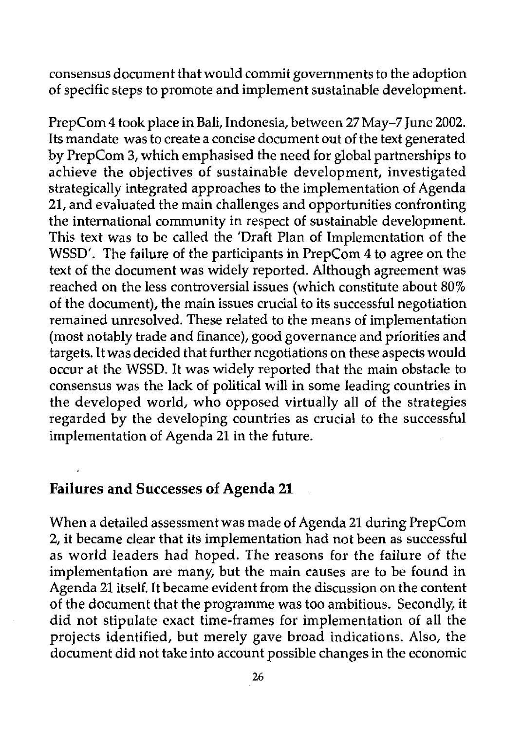consensus document that would commit governments to the adoption of specific steps to promote and implement sustainable development.

PrepCom 4 took place in Bali, Indonesia, between 27 May–7 June 2002. Its mandate was to create a concise document out of the text generated by PrepCom 3, which emphasised the need for global partnerships to achieve the objectives of sustainable development, investigated strategically integrated approaches to the implementation of Agenda 21, and evaluated the main challenges and opportunities confronting the international community in respect of sustainable development. This text was to be called the 'Draft Plan of Implementation of the WSSD'. The failure of the participants in PrepCom 4 to agree on the text of the document was widely reported. Although agreement was reached on the less controversial issues (which constitute about 80% of the document), the main issues crucial to its successful negotiation remained unresolved. These related to the means of implementation (most notably trade and finance), good governance and priorities and targets. It was decided that further negotiations on these aspects would occur at the WSSD. It was widely reported that the main obstacle to consensus was the lack of political will in some leading countries in the developed world, who opposed virtually all of the strategies regarded by the developing countries as crucial to the successful implementation of Agenda 21 in the future.

## Failures and Successes of Agenda 21

When a detailed assessment was made of Agenda 21 during PrepCom 2, it became clear that its implementation had not been as successful as world leaders had hoped. The reasons for the failure of the implementation are many, but the main causes are to be found in Agenda 21 itself. It became evident from the discussion on the content of the document that the programme was too ambitious. Secondly, it did not stipulate exact time-frames for implementation of all the projects identified, but merely gave broad indications. Also, the document did not take into account possible changes in the economic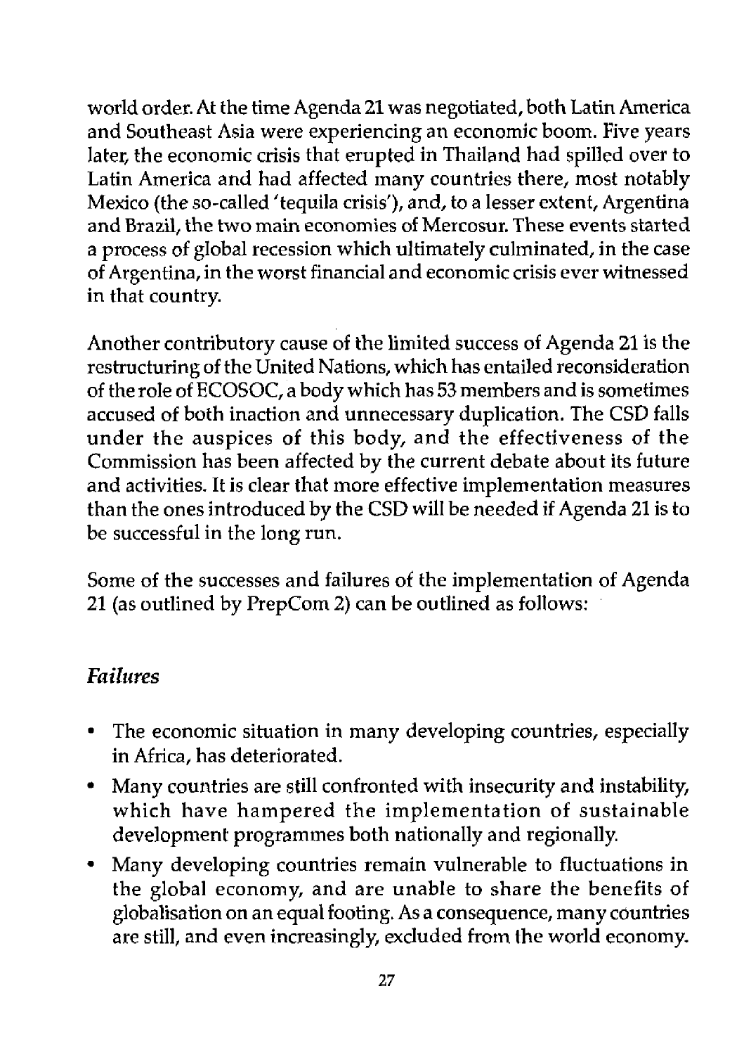world order. At the time Agenda 21 was negotiated, both Latin America and Southeast Asia were experiencing an economic boom. Five years later, the economic crisis that erupted in Thailand had spilled over to Latin America and had affected many countries there, most notably Mexico (the so-called 'tequila crisis'), and, to a lesser extent, Argentina and Brazil, the two main economies of Mercosur. These events started a process of global recession which ultimately culminated, in the case of Argentina, in the worst financial and economic crisis ever witnessed in that country.

Another contributory cause of the limited success of Agenda 21 is the restructuring of the United Nations, which has entailed reconsideration of the role of ECOSOC, a body which has 53 members and is sometimes accused of both inaction and unnecessary duplication. The CSD falls under the auspices of this body, and the effectiveness of the Commission has been affected by the current debate about its future and activities. It is clear that more effective implementation measures than the ones introduced by the CSD will be needed if Agenda 21 is to be successful in the long run.

Some of the successes and failures of the implementation of Agenda 21 (as outlined by PrepCom 2) can be outlined as follows:

### *Failures*

- The economic situation in many developing countries, especially in Africa, has deteriorated.
- Many countries are still confronted with insecurity and instability, which have hampered the implementation of sustainable development programmes both nationally and regionally.
- Many developing countries remain vulnerable to fluctuations in the global economy, and are unable to share the benefits of globalisation on an equal footing. As a consequence, many countries are still, and even increasingly, excluded from the world economy.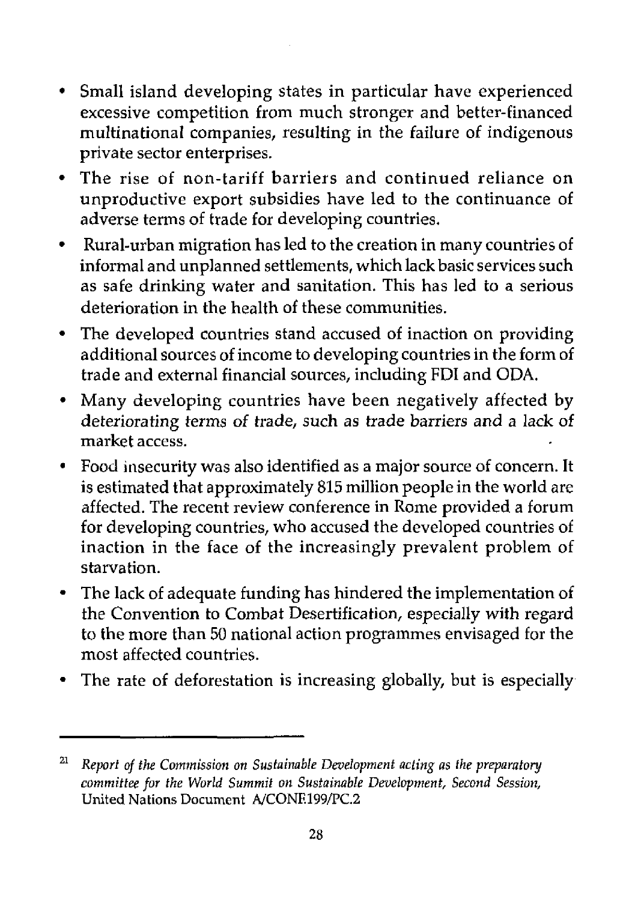- Small island developing states in particular have experienced excessive competition from much stronger and better-financed multinational companies, resulting in the failure of indigenous private sector enterprises.
- The rise of non-tariff barriers and continued reliance on unproductive export subsidies have led to the continuance of adverse terms of trade for developing countries.
- Rural-urban migration has led to the creation in many countries of informal and unplanned settlements, which lack basic services such as safe drinking water and sanitation. This has led to a serious deterioration in the health of these communities.
- The developed countries stand accused of inaction on providing additional sources of income to developing countries in the form of trade and external financial sources, including FDI and ODA.
- Many developing countries have been negatively affected by deteriorating terms of trade, such as trade barriers and a lack of market access.
- Food insecurity was also identified as a major source of concern. It is estimated that approximately 815 million people in the world are affected. The recent review conference in Rome provided a forum for developing countries, who accused the developed countries of inaction in the face of the increasingly prevalent problem of starvation.
- The lack of adequate funding has hindered the implementation of the Convention to Combat Desertification, especially with regard to the more than 50 national action programmes envisaged for the most affected countries.
- The rate of deforestation is increasing globally, but is especially

---

[21] *Report of the Commission on Sustainable Development acting as the preparatory committee for the World Summit on Sustainable Development, Second Session,* United Nations Document A/CONF.199/PC.2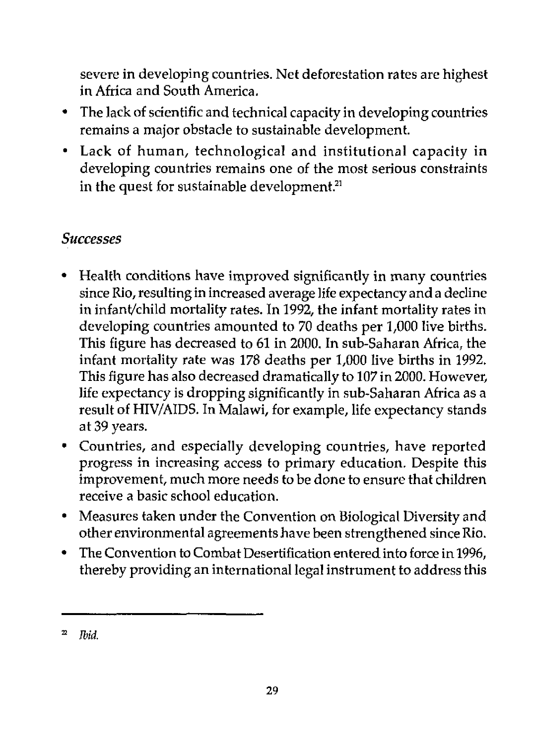severe in developing countries. Net deforestation rates are highest in Africa and South America.

- The lack of scientific and technical capacity in developing countries remains a major obstacle to sustainable development.
- Lack of human, technological and institutional capacity in developing countries remains one of the most serious constraints in the quest for sustainable development.[21]

### *Successes*

- Health conditions have improved significantly in many countries since Rio, resulting in increased average life expectancy and a decline in infant/child mortality rates. In 1992, the infant mortality rates in developing countries amounted to 70 deaths per 1,000 live births. This figure has decreased to 61 in 2000. In sub-Saharan Africa, the infant mortality rate was 178 deaths per 1,000 live births in 1992. This figure has also decreased dramatically to 107 in 2000. However, life expectancy is dropping significantly in sub-Saharan Africa as a result of HIV/AIDS. In Malawi, for example, life expectancy stands at 39 years.
- Countries, and especially developing countries, have reported progress in increasing access to primary education. Despite this improvement, much more needs to be done to ensure that children receive a basic school education.
- Measures taken under the Convention on Biological Diversity and other environmental agreements have been strengthened since Rio.
- The Convention to Combat Desertification entered into force in 1996, thereby providing an international legal instrument to address this

---

[22] *Ibid.*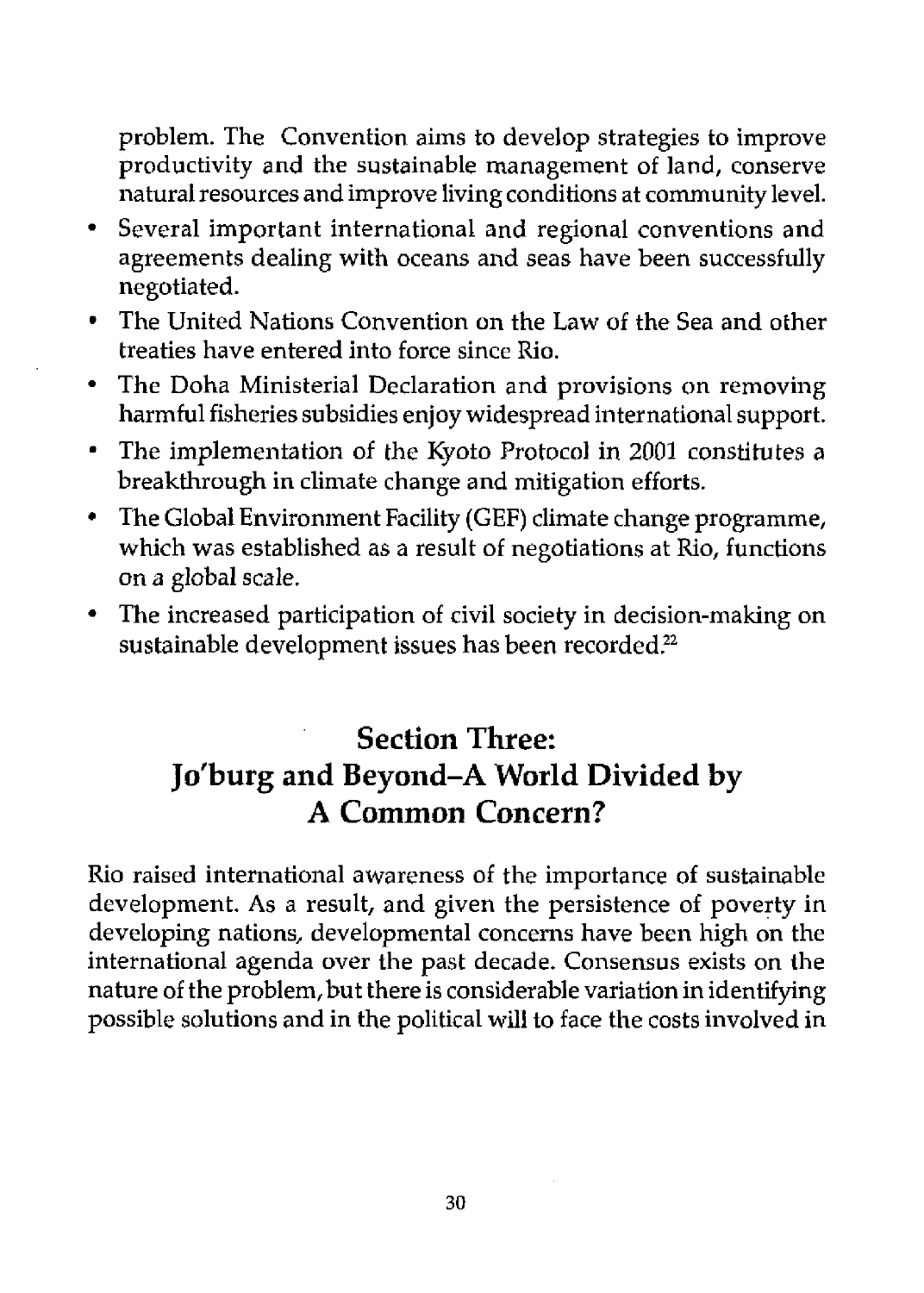problem. The Convention aims to develop strategies to improve productivity and the sustainable management of land, conserve natural resources and improve living conditions at community level.

- Several important international and regional conventions and agreements dealing with oceans and seas have been successfully negotiated.
- The United Nations Convention on the Law of the Sea and other treaties have entered into force since Rio.
- The Doha Ministerial Declaration and provisions on removing harmful fisheries subsidies enjoy widespread international support.
- The implementation of the Kyoto Protocol in 2001 constitutes a breakthrough in climate change and mitigation efforts.
- The Global Environment Facility (GEF) climate change programme, which was established as a result of negotiations at Rio, functions on a global scale.
- The increased participation of civil society in decision-making on sustainable development issues has been recorded.[22]

## Section Three: Jo'burg and Beyond–A World Divided by A Common Concern?

Rio raised international awareness of the importance of sustainable development. As a result, and given the persistence of poverty in developing nations, developmental concerns have been high on the international agenda over the past decade. Consensus exists on the nature of the problem, but there is considerable variation in identifying possible solutions and in the political will to face the costs involved in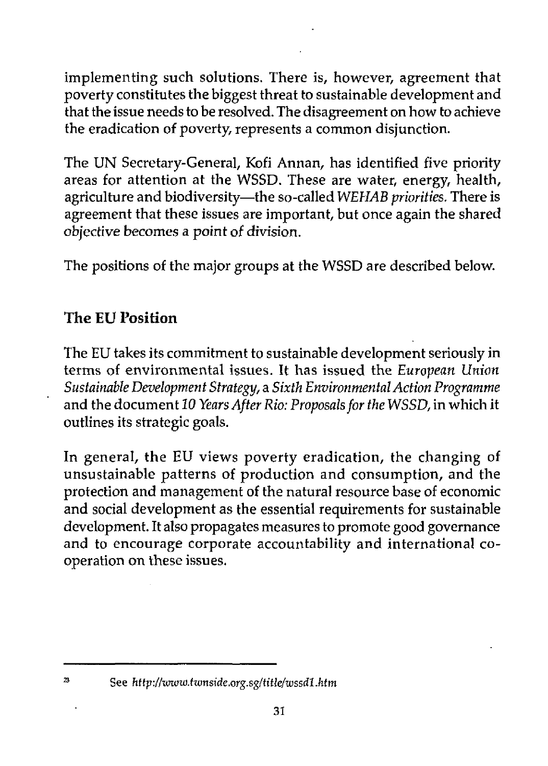implementing such solutions. There is, however, agreement that poverty constitutes the biggest threat to sustainable development and that the issue needs to be resolved. The disagreement on how to achieve the eradication of poverty, represents a common disjunction.

The UN Secretary-General, Kofi Annan, has identified five priority areas for attention at the WSSD. These are water, energy, health, agriculture and biodiversity—the so-called *WEHAB priorities*. There is agreement that these issues are important, but once again the shared objective becomes a point of division.

The positions of the major groups at the WSSD are described below.

## The EU Position

The EU takes its commitment to sustainable development seriously in terms of environmental issues. It has issued the *European Union Sustainable Development Strategy*, a *Sixth Environmental Action Programme* and the document *10 Years After Rio: Proposals for the WSSD*, in which it outlines its strategic goals.

In general, the EU views poverty eradication, the changing of unsustainable patterns of production and consumption, and the protection and management of the natural resource base of economic and social development as the essential requirements for sustainable development. It also propagates measures to promote good governance and to encourage corporate accountability and international co-operation on these issues.

---

[23] See *http://www.twnside.org.sg/title/wssd1.htm*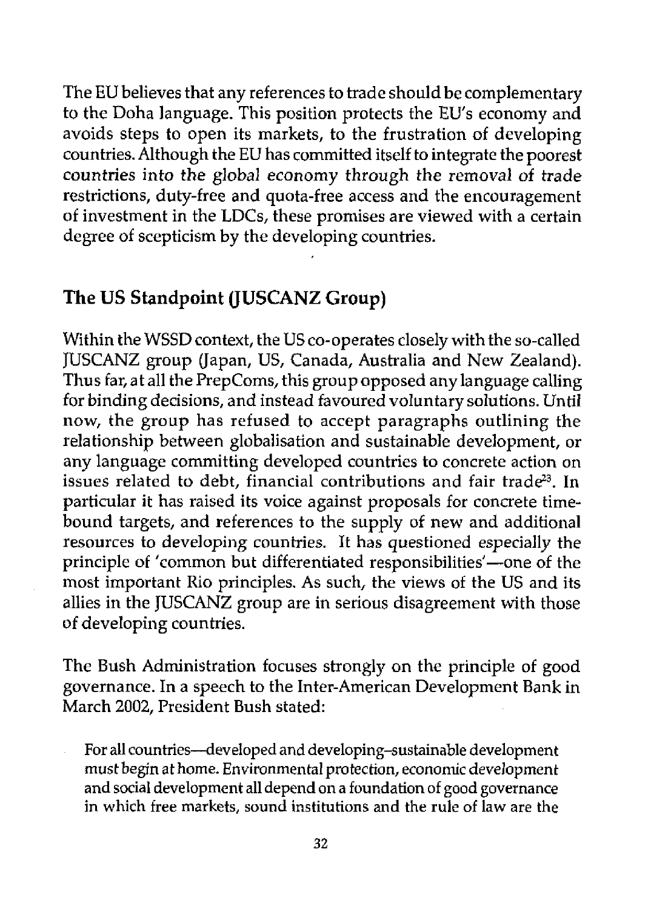The EU believes that any references to trade should be complementary to the Doha language. This position protects the EU's economy and avoids steps to open its markets, to the frustration of developing countries. Although the EU has committed itself to integrate the poorest countries into the global economy through the removal of trade restrictions, duty-free and quota-free access and the encouragement of investment in the LDCs, these promises are viewed with a certain degree of scepticism by the developing countries.

## The US Standpoint (JUSCANZ Group)

Within the WSSD context, the US co-operates closely with the so-called JUSCANZ group (Japan, US, Canada, Australia and New Zealand). Thus far, at all the PrepComs, this group opposed any language calling for binding decisions, and instead favoured voluntary solutions. Until now, the group has refused to accept paragraphs outlining the relationship between globalisation and sustainable development, or any language committing developed countries to concrete action on issues related to debt, financial contributions and fair trade[23]. In particular it has raised its voice against proposals for concrete time-bound targets, and references to the supply of new and additional resources to developing countries. It has questioned especially the principle of 'common but differentiated responsibilities'—one of the most important Rio principles. As such, the views of the US and its allies in the JUSCANZ group are in serious disagreement with those of developing countries.

The Bush Administration focuses strongly on the principle of good governance. In a speech to the Inter-American Development Bank in March 2002, President Bush stated:

> For all countries—developed and developing–sustainable development must begin at home. Environmental protection, economic development and social development all depend on a foundation of good governance in which free markets, sound institutions and the rule of law are the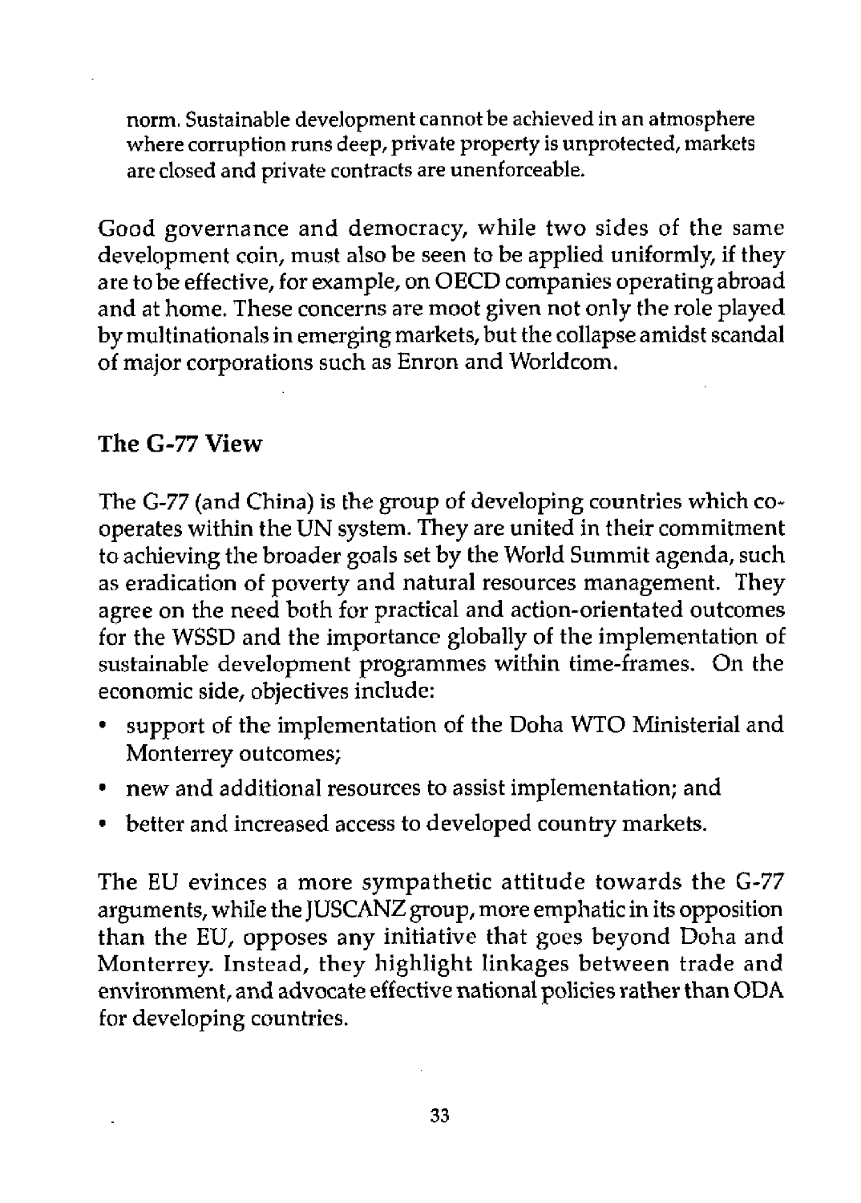norm. Sustainable development cannot be achieved in an atmosphere where corruption runs deep, private property is unprotected, markets are closed and private contracts are unenforceable.

Good governance and democracy, while two sides of the same development coin, must also be seen to be applied uniformly, if they are to be effective, for example, on OECD companies operating abroad and at home. These concerns are moot given not only the role played by multinationals in emerging markets, but the collapse amidst scandal of major corporations such as Enron and Worldcom.

## The G-77 View

The G-77 (and China) is the group of developing countries which co-operates within the UN system. They are united in their commitment to achieving the broader goals set by the World Summit agenda, such as eradication of poverty and natural resources management. They agree on the need both for practical and action-orientated outcomes for the WSSD and the importance globally of the implementation of sustainable development programmes within time-frames. On the economic side, objectives include:

- support of the implementation of the Doha WTO Ministerial and Monterrey outcomes;
- new and additional resources to assist implementation; and
- better and increased access to developed country markets.

The EU evinces a more sympathetic attitude towards the G-77 arguments, while the JUSCANZ group, more emphatic in its opposition than the EU, opposes any initiative that goes beyond Doha and Monterrey. Instead, they highlight linkages between trade and environment, and advocate effective national policies rather than ODA for developing countries.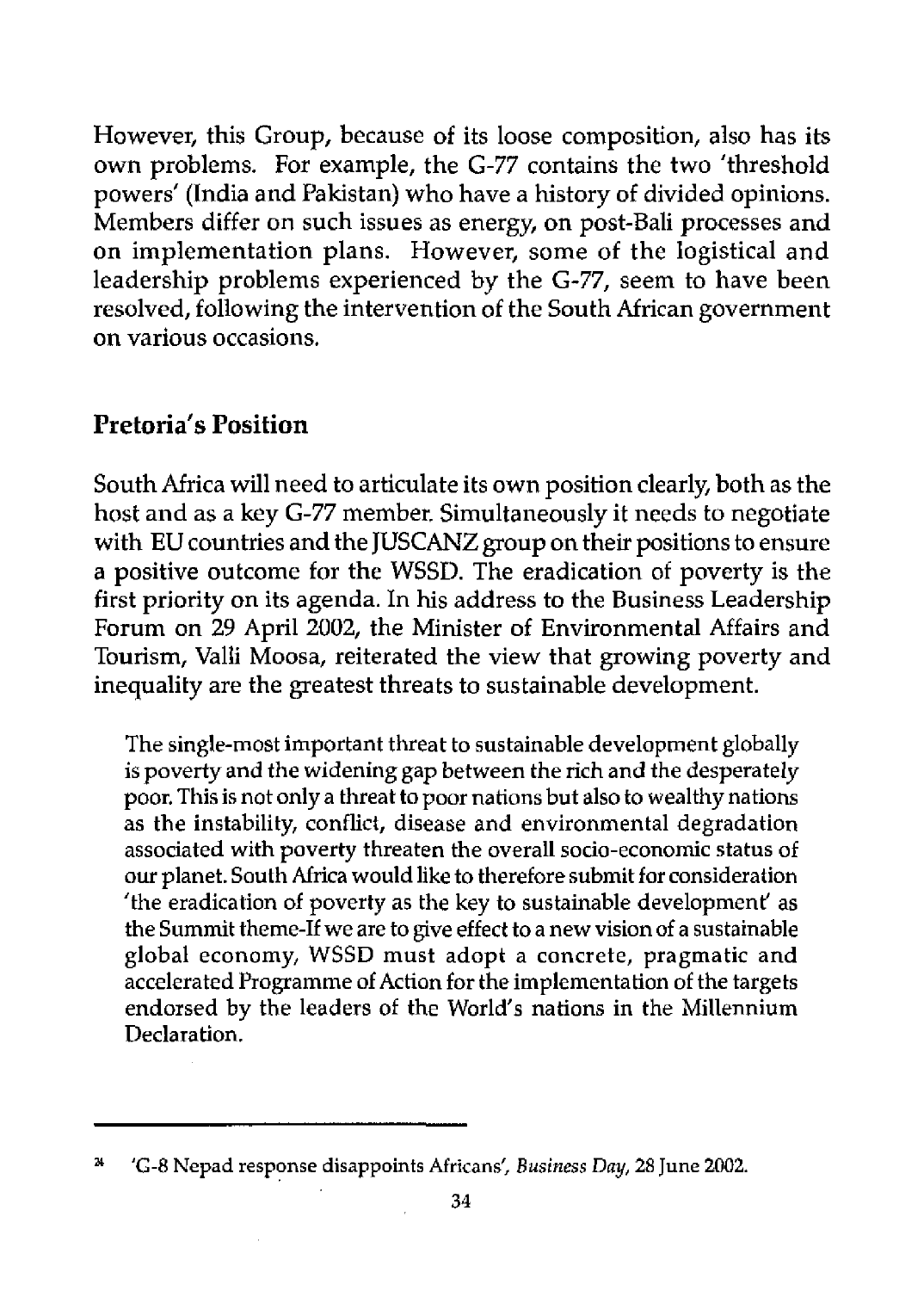However, this Group, because of its loose composition, also has its own problems. For example, the G-77 contains the two 'threshold powers' (India and Pakistan) who have a history of divided opinions. Members differ on such issues as energy, on post-Bali processes and on implementation plans. However, some of the logistical and leadership problems experienced by the G-77, seem to have been resolved, following the intervention of the South African government on various occasions.

## Pretoria's Position

South Africa will need to articulate its own position clearly, both as the host and as a key G-77 member. Simultaneously it needs to negotiate with EU countries and the JUSCANZ group on their positions to ensure a positive outcome for the WSSD. The eradication of poverty is the first priority on its agenda. In his address to the Business Leadership Forum on 29 April 2002, the Minister of Environmental Affairs and Tourism, Valli Moosa, reiterated the view that growing poverty and inequality are the greatest threats to sustainable development.

> The single-most important threat to sustainable development globally is poverty and the widening gap between the rich and the desperately poor. This is not only a threat to poor nations but also to wealthy nations as the instability, conflict, disease and environmental degradation associated with poverty threaten the overall socio-economic status of our planet. South Africa would like to therefore submit for consideration 'the eradication of poverty as the key to sustainable development' as the Summit theme-If we are to give effect to a new vision of a sustainable global economy, WSSD must adopt a concrete, pragmatic and accelerated Programme of Action for the implementation of the targets endorsed by the leaders of the World's nations in the Millennium Declaration.

---

[34] 'G-8 Nepad response disappoints Africans', *Business Day*, 28 June 2002.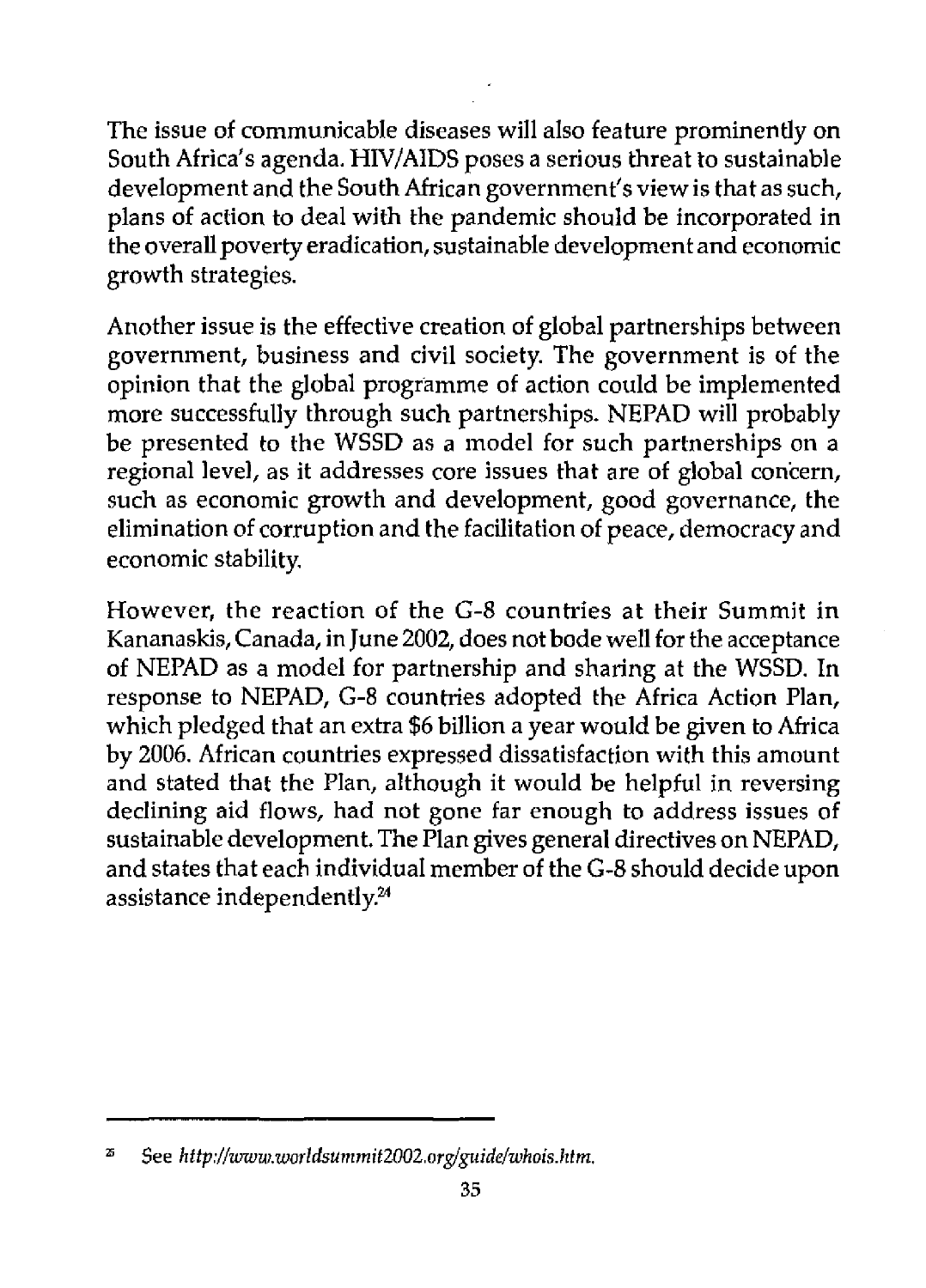The issue of communicable diseases will also feature prominently on South Africa's agenda. HIV/AIDS poses a serious threat to sustainable development and the South African government's view is that as such, plans of action to deal with the pandemic should be incorporated in the overall poverty eradication, sustainable development and economic growth strategies.

Another issue is the effective creation of global partnerships between government, business and civil society. The government is of the opinion that the global programme of action could be implemented more successfully through such partnerships. NEPAD will probably be presented to the WSSD as a model for such partnerships on a regional level, as it addresses core issues that are of global concern, such as economic growth and development, good governance, the elimination of corruption and the facilitation of peace, democracy and economic stability.

However, the reaction of the G-8 countries at their Summit in Kananaskis, Canada, in June 2002, does not bode well for the acceptance of NEPAD as a model for partnership and sharing at the WSSD. In response to NEPAD, G-8 countries adopted the Africa Action Plan, which pledged that an extra $6 billion a year would be given to Africa by 2006. African countries expressed dissatisfaction with this amount and stated that the Plan, although it would be helpful in reversing declining aid flows, had not gone far enough to address issues of sustainable development. The Plan gives general directives on NEPAD, and states that each individual member of the G-8 should decide upon assistance independently.[24]

---

[25] See *http://www.worldsummit2002.org/guide/whois.htm.*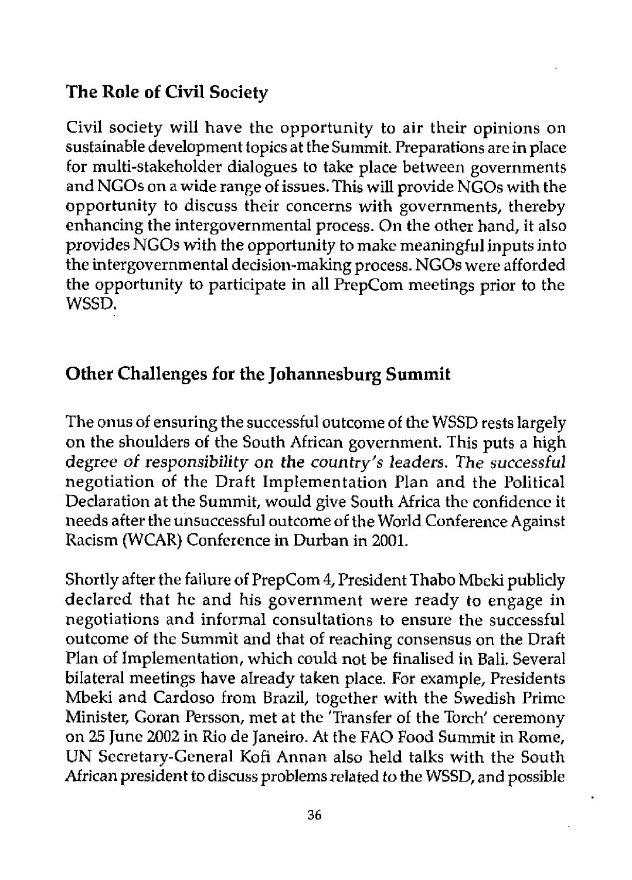## The Role of Civil Society

Civil society will have the opportunity to air their opinions on sustainable development topics at the Summit. Preparations are in place for multi-stakeholder dialogues to take place between governments and NGOs on a wide range of issues. This will provide NGOs with the opportunity to discuss their concerns with governments, thereby enhancing the intergovernmental process. On the other hand, it also provides NGOs with the opportunity to make meaningful inputs into the intergovernmental decision-making process. NGOs were afforded the opportunity to participate in all PrepCom meetings prior to the WSSD.

## Other Challenges for the Johannesburg Summit

The onus of ensuring the successful outcome of the WSSD rests largely on the shoulders of the South African government. This puts a high degree of responsibility on the country's leaders. The successful negotiation of the Draft Implementation Plan and the Political Declaration at the Summit, would give South Africa the confidence it needs after the unsuccessful outcome of the World Conference Against Racism (WCAR) Conference in Durban in 2001.

Shortly after the failure of PrepCom 4, President Thabo Mbeki publicly declared that he and his government were ready to engage in negotiations and informal consultations to ensure the successful outcome of the Summit and that of reaching consensus on the Draft Plan of Implementation, which could not be finalised in Bali. Several bilateral meetings have already taken place. For example, Presidents Mbeki and Cardoso from Brazil, together with the Swedish Prime Minister, Goran Persson, met at the 'Transfer of the Torch' ceremony on 25 June 2002 in Rio de Janeiro. At the FAO Food Summit in Rome, UN Secretary-General Kofi Annan also held talks with the South African president to discuss problems related to the WSSD, and possible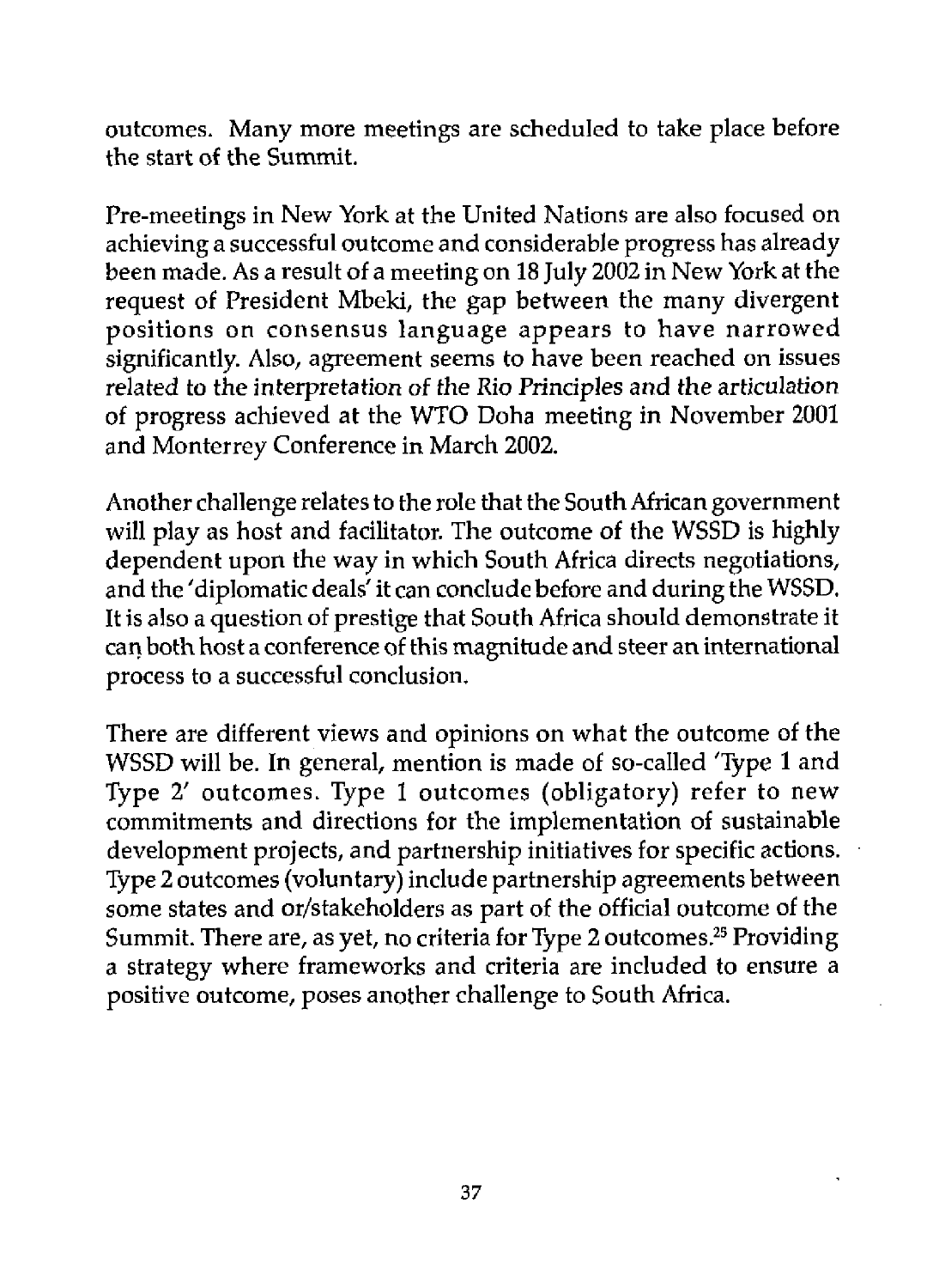outcomes. Many more meetings are scheduled to take place before the start of the Summit.

Pre-meetings in New York at the United Nations are also focused on achieving a successful outcome and considerable progress has already been made. As a result of a meeting on 18 July 2002 in New York at the request of President Mbeki, the gap between the many divergent positions on consensus language appears to have narrowed significantly. Also, agreement seems to have been reached on issues related to the *interpretation of the Rio Principles and the articulation* of progress achieved at the WTO Doha meeting in November 2001 and Monterrey Conference in March 2002.

Another challenge relates to the role that the South African government will play as host and facilitator. The outcome of the WSSD is highly dependent upon the way in which South Africa directs negotiations, and the 'diplomatic deals' it can conclude before and during the WSSD. It is also a question of prestige that South Africa should demonstrate it can both host a conference of this magnitude and steer an international process to a successful conclusion.

There are different views and opinions on what the outcome of the WSSD will be. In general, mention is made of so-called 'Type 1 and Type 2' outcomes. Type 1 outcomes (obligatory) refer to new commitments and directions for the implementation of sustainable development projects, and partnership initiatives for specific actions. Type 2 outcomes (voluntary) include partnership agreements between some states and or/stakeholders as part of the official outcome of the Summit. There are, as yet, no criteria for Type 2 outcomes.[25] Providing a strategy where frameworks and criteria are included to ensure a positive outcome, poses another challenge to South Africa.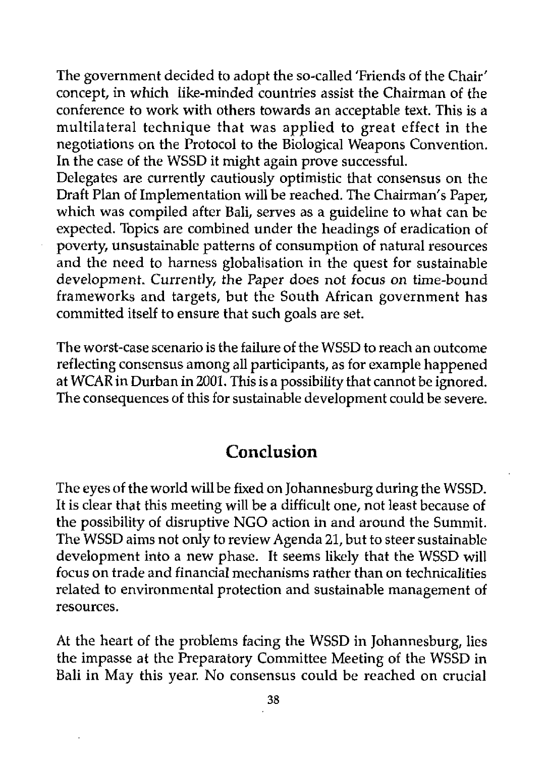The government decided to adopt the so-called 'Friends of the Chair' concept, in which like-minded countries assist the Chairman of the conference to work with others towards an acceptable text. This is a multilateral technique that was applied to great effect in the negotiations on the Protocol to the Biological Weapons Convention. In the case of the WSSD it might again prove successful.

Delegates are currently cautiously optimistic that consensus on the Draft Plan of Implementation will be reached. The Chairman's Paper, which was compiled after Bali, serves as a guideline to what can be expected. Topics are combined under the headings of eradication of poverty, unsustainable patterns of consumption of natural resources and the need to harness globalisation in the quest for sustainable development. Currently, the Paper does not focus on time-bound frameworks and targets, but the South African government has committed itself to ensure that such goals are set.

The worst-case scenario is the failure of the WSSD to reach an outcome reflecting consensus among all participants, as for example happened at WCAR in Durban in 2001. This is a possibility that cannot be ignored. The consequences of this for sustainable development could be severe.

## Conclusion

The eyes of the world will be fixed on Johannesburg during the WSSD. It is clear that this meeting will be a difficult one, not least because of the possibility of disruptive NGO action in and around the Summit. The WSSD aims not only to review Agenda 21, but to steer sustainable development into a new phase. It seems likely that the WSSD will focus on trade and financial mechanisms rather than on technicalities related to environmental protection and sustainable management of resources.

At the heart of the problems facing the WSSD in Johannesburg, lies the impasse at the Preparatory Committee Meeting of the WSSD in Bali in May this year. No consensus could be reached on crucial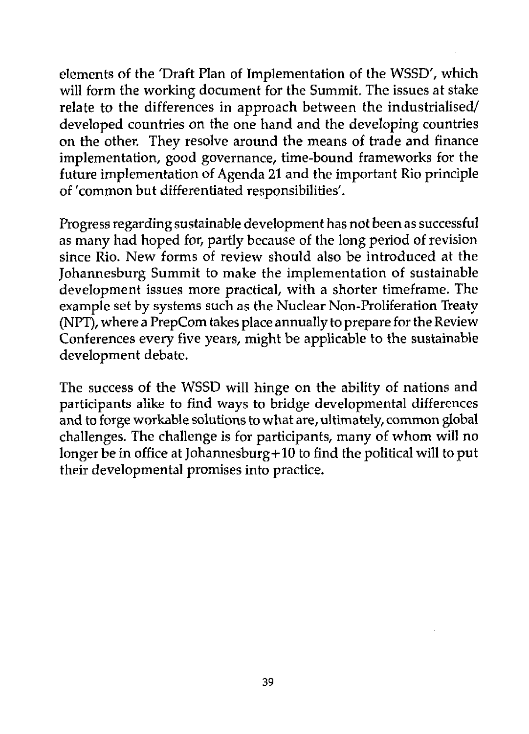elements of the 'Draft Plan of Implementation of the WSSD', which will form the working document for the Summit. The issues at stake relate to the differences in approach between the industrialised/ developed countries on the one hand and the developing countries on the other. They resolve around the means of trade and finance implementation, good governance, time-bound frameworks for the future implementation of Agenda 21 and the important Rio principle of 'common but differentiated responsibilities'.

Progress regarding sustainable development has not been as successful as many had hoped for, partly because of the long period of revision since Rio. New forms of review should also be introduced at the Johannesburg Summit to make the implementation of sustainable development issues more practical, with a shorter timeframe. The example set by systems such as the Nuclear Non-Proliferation Treaty (NPT), where a PrepCom takes place annually to prepare for the Review Conferences every five years, might be applicable to the sustainable development debate.

The success of the WSSD will hinge on the ability of nations and participants alike to find ways to bridge developmental differences and to forge workable solutions to what are, ultimately, common global challenges. The challenge is for participants, many of whom will no longer be in office at Johannesburg+10 to find the political will to put their developmental promises into practice.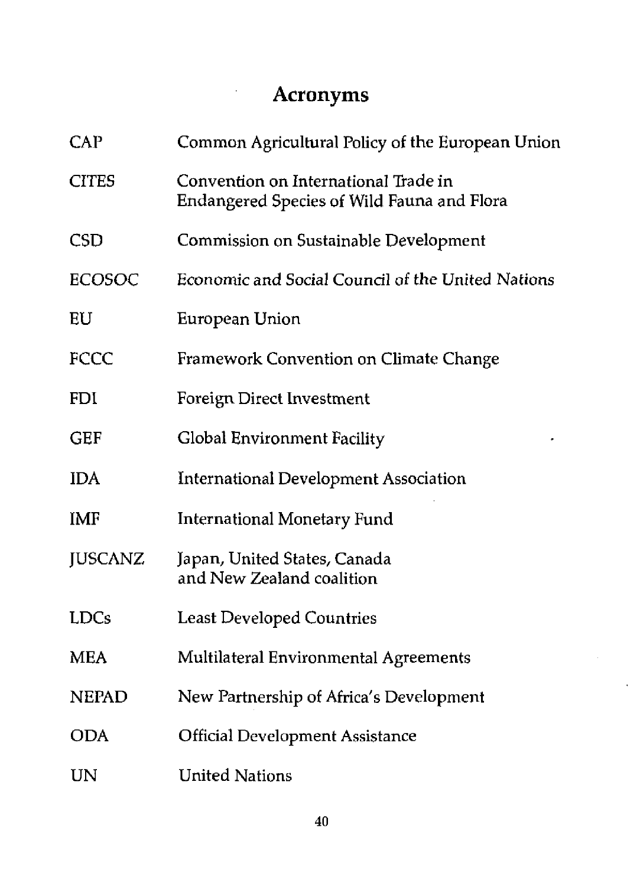# Acronyms

| | |
|---|---|
| CAP | Common Agricultural Policy of the European Union |
| CITES | Convention on International Trade in Endangered Species of Wild Fauna and Flora |
| CSD | Commission on Sustainable Development |
| ECOSOC | Economic and Social Council of the United Nations |
| EU | European Union |
| FCCC | Framework Convention on Climate Change |
| FDI | Foreign Direct Investment |
| GEF | Global Environment Facility |
| IDA | International Development Association |
| IMF | International Monetary Fund |
| JUSCANZ | Japan, United States, Canada and New Zealand coalition |
| LDCs | Least Developed Countries |
| MEA | Multilateral Environmental Agreements |
| NEPAD | New Partnership of Africa's Development |
| ODA | Official Development Assistance |
| UN | United Nations |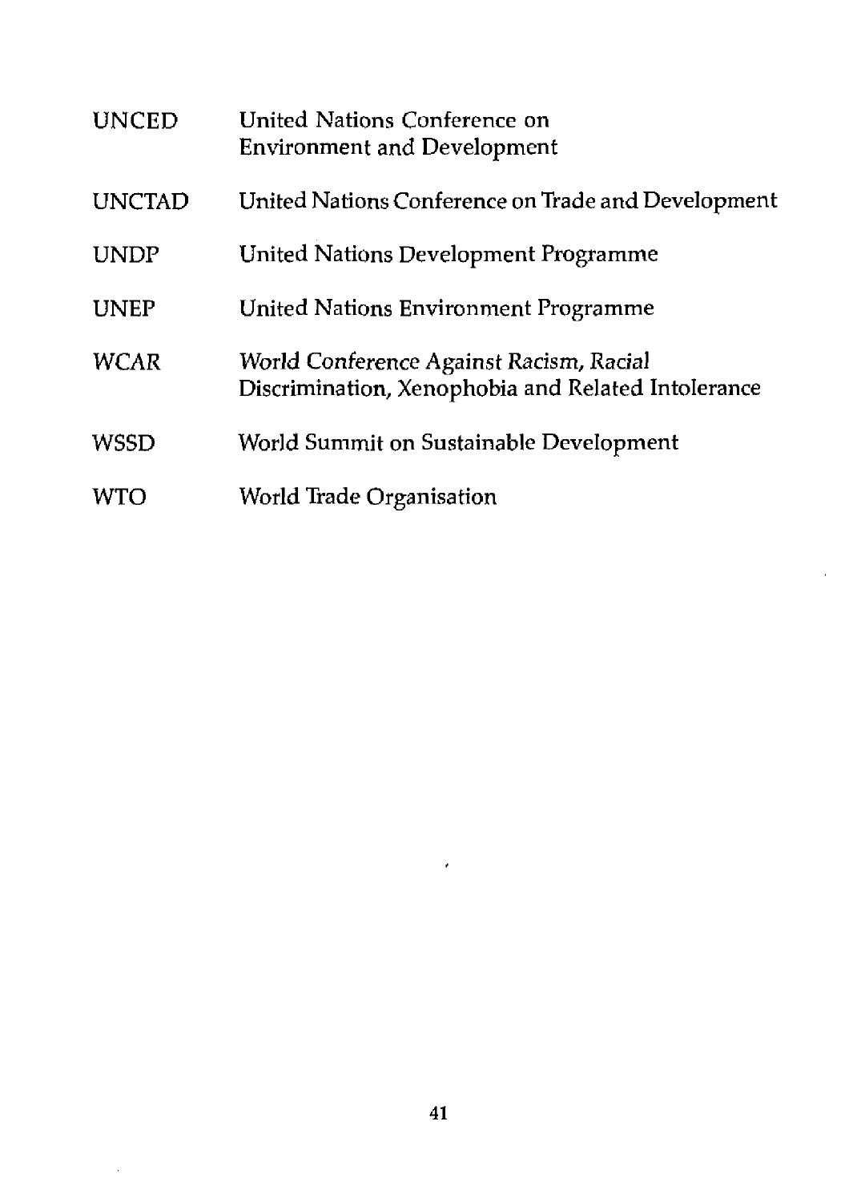| | |
|---|---|
| UNCED | United Nations Conference on Environment and Development |
| UNCTAD | United Nations Conference on Trade and Development |
| UNDP | United Nations Development Programme |
| UNEP | United Nations Environment Programme |
| WCAR | *World Conference Against Racism, Racial* Discrimination, Xenophobia and Related Intolerance |
| WSSD | World Summit on Sustainable Development |
| WTO | World Trade Organisation |